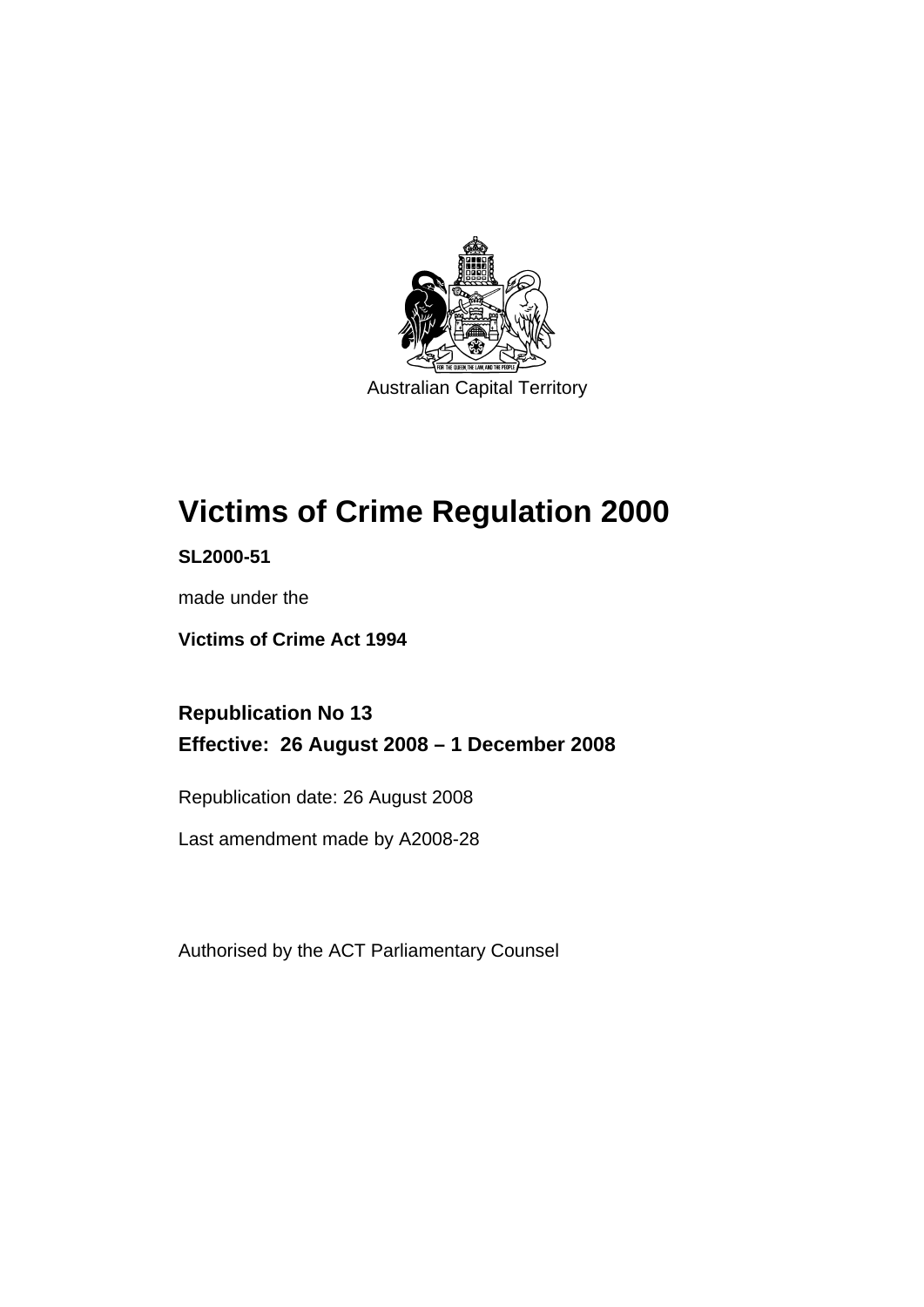Australian Capital Territory

# Victims of Crime Regulation 2000

**SL2000-51**

made under the

**Victims of Crime Act 1994**

## Republication No 13

## Effective: 26 August 2008 – 1 December 2008

Republication date: 26 August 2008

Last amendment made by A2008-28

Authorised by the ACT Parliamentary Counsel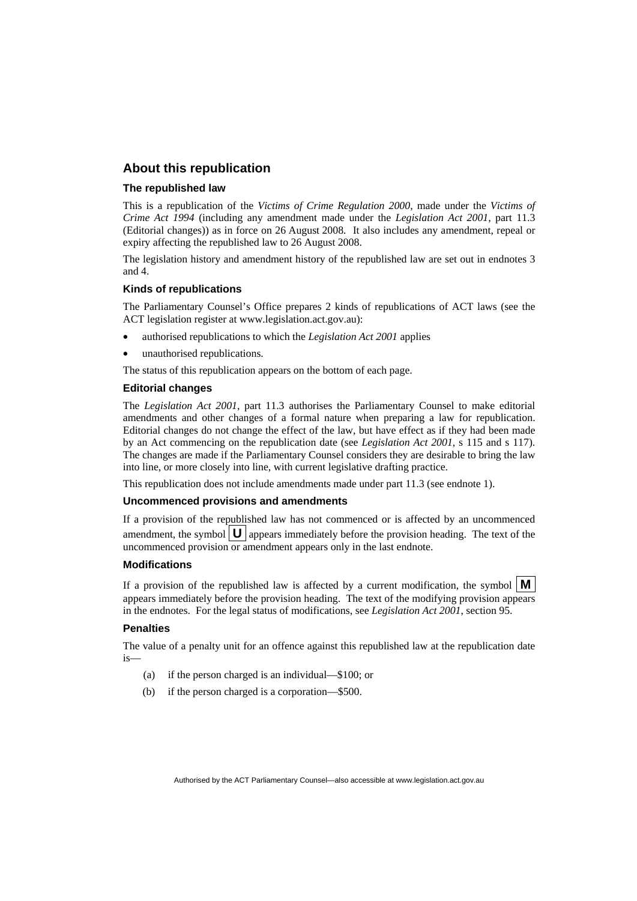## About this republication

### The republished law

This is a republication of the *Victims of Crime Regulation 2000*, made under the *Victims of Crime Act 1994* (including any amendment made under the *Legislation Act 2001*, part 11.3 (Editorial changes)) as in force on 26 August 2008. It also includes any amendment, repeal or expiry affecting the republished law to 26 August 2008.

The legislation history and amendment history of the republished law are set out in endnotes 3 and 4.

### Kinds of republications

The Parliamentary Counsel's Office prepares 2 kinds of republications of ACT laws (see the ACT legislation register at www.legislation.act.gov.au):

- authorised republications to which the *Legislation Act 2001* applies
- unauthorised republications.

The status of this republication appears on the bottom of each page.

### Editorial changes

The *Legislation Act 2001*, part 11.3 authorises the Parliamentary Counsel to make editorial amendments and other changes of a formal nature when preparing a law for republication. Editorial changes do not change the effect of the law, but have effect as if they had been made by an Act commencing on the republication date (see *Legislation Act 2001*, s 115 and s 117). The changes are made if the Parliamentary Counsel considers they are desirable to bring the law into line, or more closely into line, with current legislative drafting practice.

This republication does not include amendments made under part 11.3 (see endnote 1).

### Uncommenced provisions and amendments

If a provision of the republished law has not commenced or is affected by an uncommenced amendment, the symbol **U** appears immediately before the provision heading. The text of the uncommenced provision or amendment appears only in the last endnote.

### Modifications

If a provision of the republished law is affected by a current modification, the symbol **M** appears immediately before the provision heading. The text of the modifying provision appears in the endnotes. For the legal status of modifications, see *Legislation Act 2001*, section 95.

### Penalties

The value of a penalty unit for an offence against this republished law at the republication date is—

(a) if the person charged is an individual—$100; or

(b) if the person charged is a corporation—$500.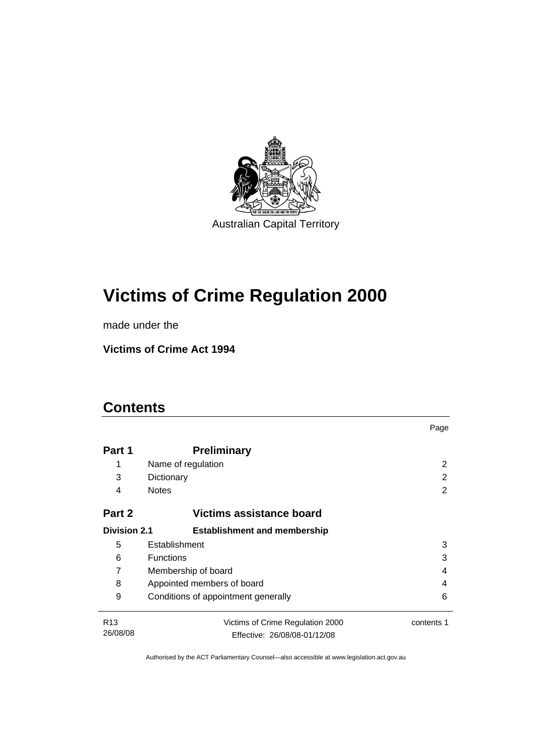Australian Capital Territory

# Victims of Crime Regulation 2000

made under the

**Victims of Crime Act 1994**

## Contents

| | | Page |
|---|---|---|
| **Part 1** | **Preliminary** | |
| 1 | Name of regulation | 2 |
| 3 | Dictionary | 2 |
| 4 | Notes | 2 |
| **Part 2** | **Victims assistance board** | |
| **Division 2.1** | **Establishment and membership** | |
| 5 | Establishment | 3 |
| 6 | Functions | 3 |
| 7 | Membership of board | 4 |
| 8 | Appointed members of board | 4 |
| 9 | Conditions of appointment generally | 6 |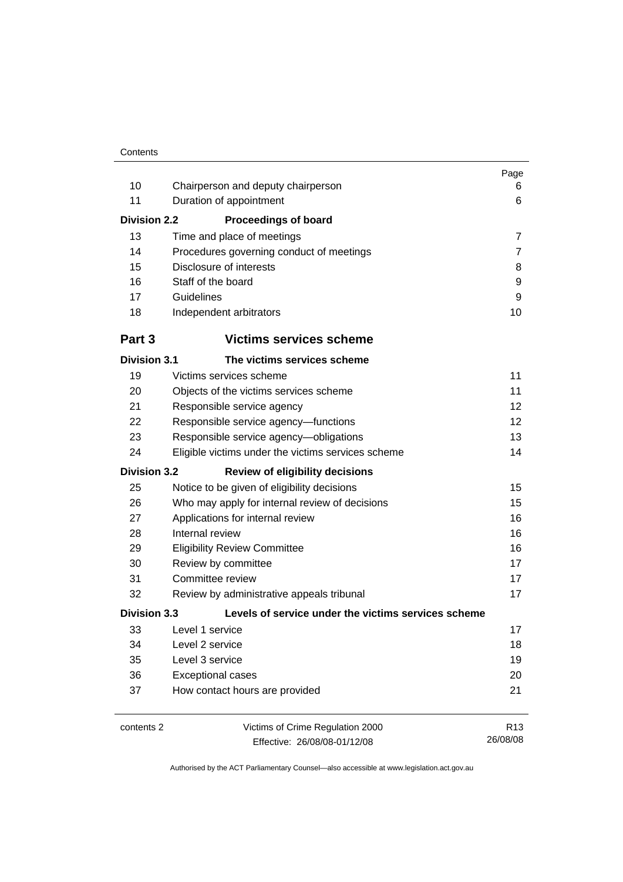| | | Page |
|---|---|---|
| 10 | Chairperson and deputy chairperson | 6 |
| 11 | Duration of appointment | 6 |
| **Division 2.2** | **Proceedings of board** | |
| 13 | Time and place of meetings | 7 |
| 14 | Procedures governing conduct of meetings | 7 |
| 15 | Disclosure of interests | 8 |
| 16 | Staff of the board | 9 |
| 17 | Guidelines | 9 |
| 18 | Independent arbitrators | 10 |
| **Part 3** | **Victims services scheme** | |
| **Division 3.1** | **The victims services scheme** | |
| 19 | Victims services scheme | 11 |
| 20 | Objects of the victims services scheme | 11 |
| 21 | Responsible service agency | 12 |
| 22 | Responsible service agency—functions | 12 |
| 23 | Responsible service agency—obligations | 13 |
| 24 | Eligible victims under the victims services scheme | 14 |
| **Division 3.2** | **Review of eligibility decisions** | |
| 25 | Notice to be given of eligibility decisions | 15 |
| 26 | Who may apply for internal review of decisions | 15 |
| 27 | Applications for internal review | 16 |
| 28 | Internal review | 16 |
| 29 | Eligibility Review Committee | 16 |
| 30 | Review by committee | 17 |
| 31 | Committee review | 17 |
| 32 | Review by administrative appeals tribunal | 17 |
| **Division 3.3** | **Levels of service under the victims services scheme** | |
| 33 | Level 1 service | 17 |
| 34 | Level 2 service | 18 |
| 35 | Level 3 service | 19 |
| 36 | Exceptional cases | 20 |
| 37 | How contact hours are provided | 21 |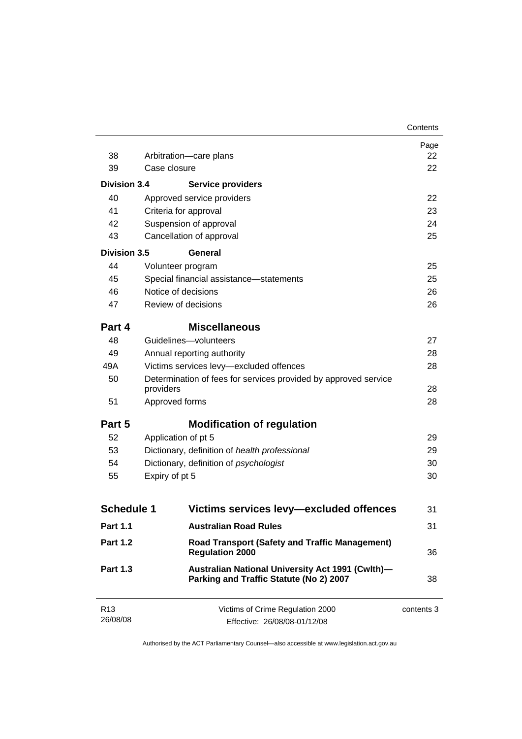| | | Page |
|---|---|---|
| 38 | Arbitration—care plans | 22 |
| 39 | Case closure | 22 |
| **Division 3.4** | **Service providers** | |
| 40 | Approved service providers | 22 |
| 41 | Criteria for approval | 23 |
| 42 | Suspension of approval | 24 |
| 43 | Cancellation of approval | 25 |
| **Division 3.5** | **General** | |
| 44 | Volunteer program | 25 |
| 45 | Special financial assistance—statements | 25 |
| 46 | Notice of decisions | 26 |
| 47 | Review of decisions | 26 |
| **Part 4** | **Miscellaneous** | |
| 48 | Guidelines—volunteers | 27 |
| 49 | Annual reporting authority | 28 |
| 49A | Victims services levy—excluded offences | 28 |
| 50 | Determination of fees for services provided by approved service providers | 28 |
| 51 | Approved forms | 28 |
| **Part 5** | **Modification of regulation** | |
| 52 | Application of pt 5 | 29 |
| 53 | Dictionary, definition of *health professional* | 29 |
| 54 | Dictionary, definition of *psychologist* | 30 |
| 55 | Expiry of pt 5 | 30 |
| **Schedule 1** | **Victims services levy—excluded offences** | 31 |
| **Part 1.1** | **Australian Road Rules** | 31 |
| **Part 1.2** | **Road Transport (Safety and Traffic Management) Regulation 2000** | 36 |
| **Part 1.3** | **Australian National University Act 1991 (Cwlth)—Parking and Traffic Statute (No 2) 2007** | 38 |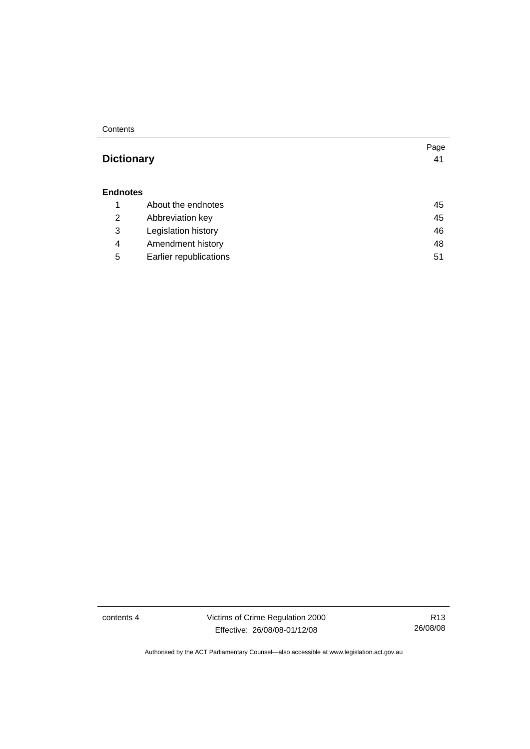| | | Page |
|---|---|---|
| **Dictionary** | | 41 |
| **Endnotes** | | |
| 1 | About the endnotes | 45 |
| 2 | Abbreviation key | 45 |
| 3 | Legislation history | 46 |
| 4 | Amendment history | 48 |
| 5 | Earlier republications | 51 |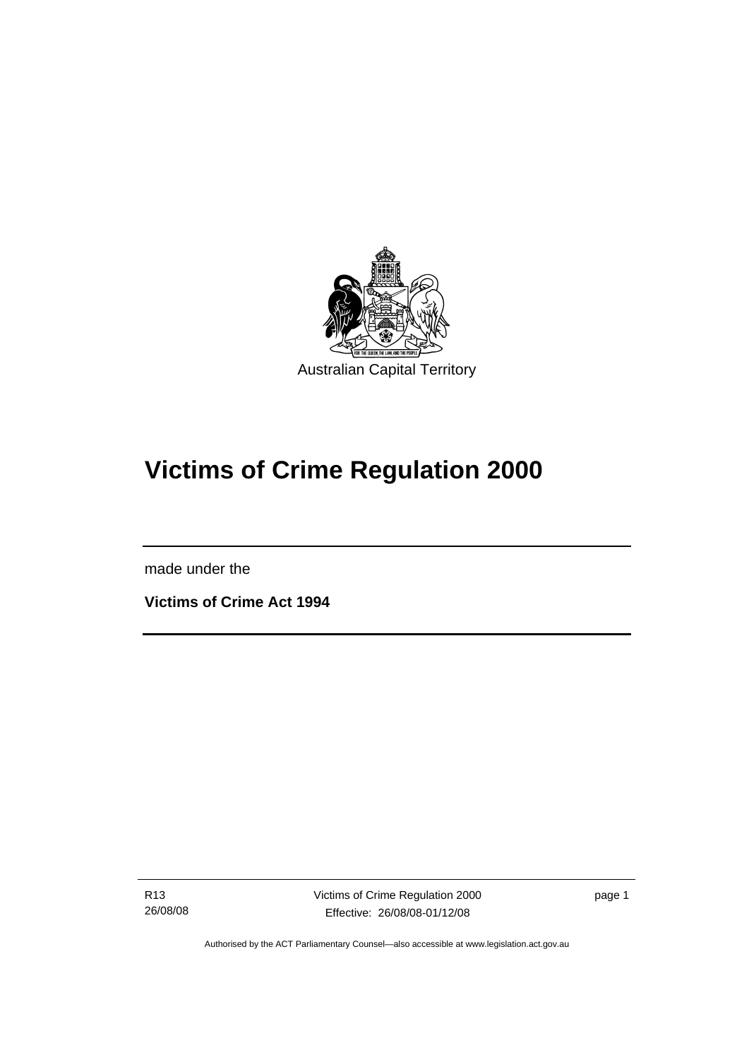Australian Capital Territory

# Victims of Crime Regulation 2000

made under the

**Victims of Crime Act 1994**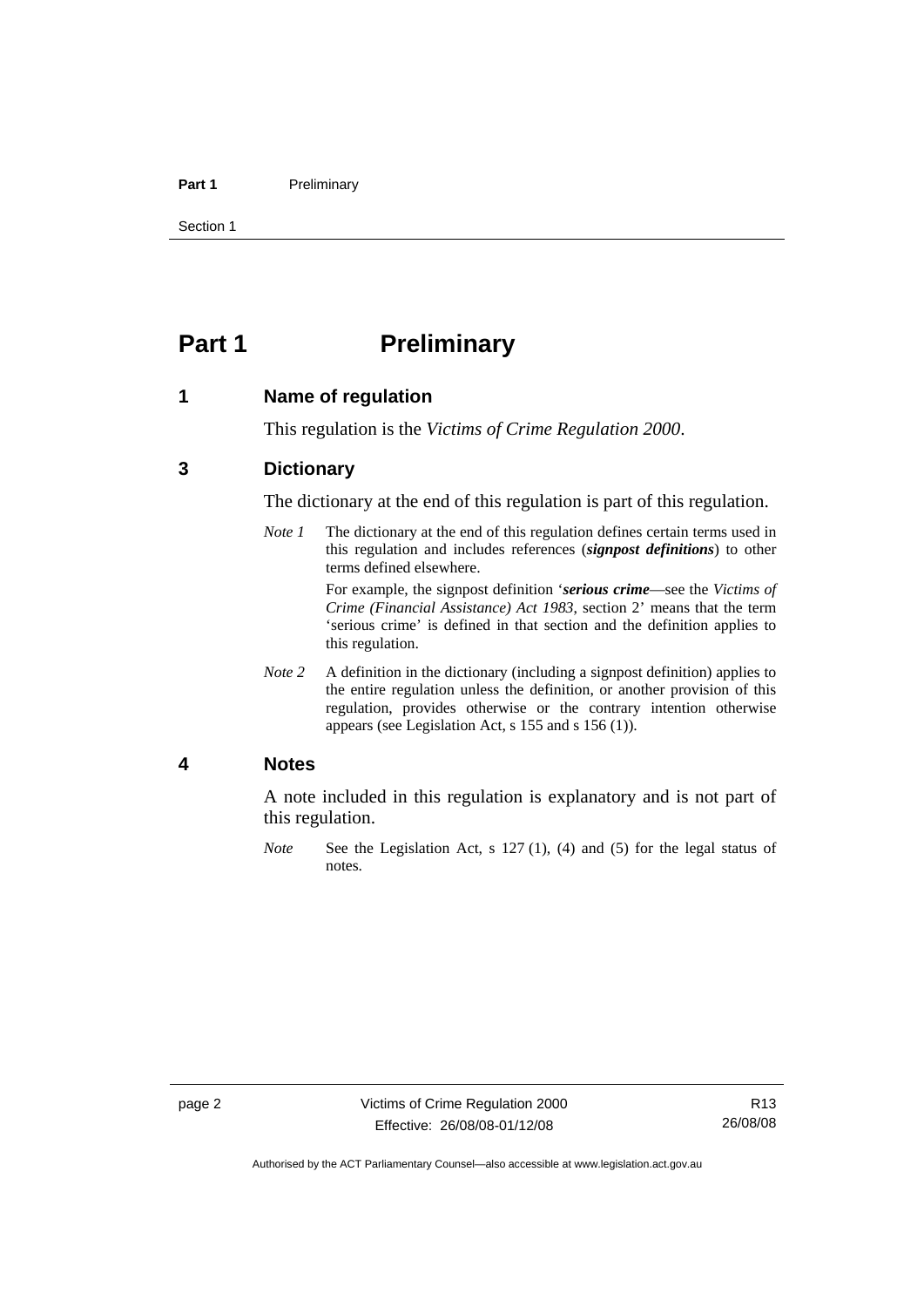# Part 1 Preliminary

## 1 Name of regulation

This regulation is the *Victims of Crime Regulation 2000*.

## 3 Dictionary

The dictionary at the end of this regulation is part of this regulation.

*Note 1* The dictionary at the end of this regulation defines certain terms used in this regulation and includes references (***signpost definitions***) to other terms defined elsewhere.

For example, the signpost definition '***serious crime***—see the *Victims of Crime (Financial Assistance) Act 1983*, section 2' means that the term 'serious crime' is defined in that section and the definition applies to this regulation.

*Note 2* A definition in the dictionary (including a signpost definition) applies to the entire regulation unless the definition, or another provision of this regulation, provides otherwise or the contrary intention otherwise appears (see Legislation Act, s 155 and s 156 (1)).

## 4 Notes

A note included in this regulation is explanatory and is not part of this regulation.

*Note* See the Legislation Act, s 127 (1), (4) and (5) for the legal status of notes.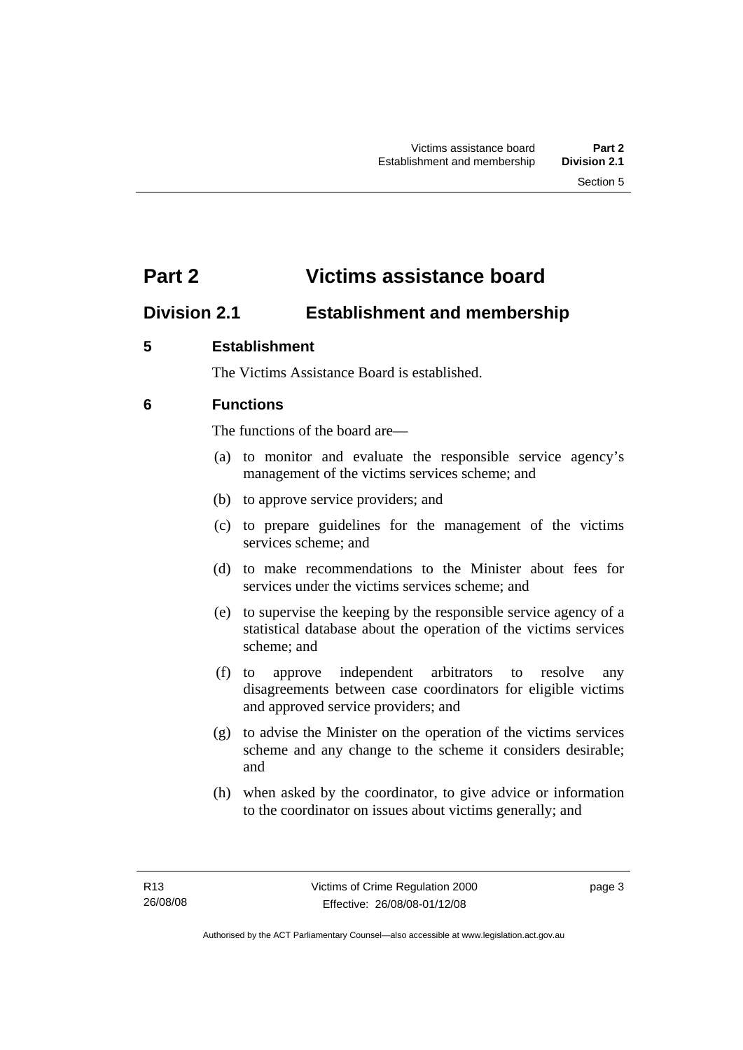# Part 2 Victims assistance board

## Division 2.1 Establishment and membership

### 5 Establishment

The Victims Assistance Board is established.

### 6 Functions

The functions of the board are—

(a) to monitor and evaluate the responsible service agency's management of the victims services scheme; and

(b) to approve service providers; and

(c) to prepare guidelines for the management of the victims services scheme; and

(d) to make recommendations to the Minister about fees for services under the victims services scheme; and

(e) to supervise the keeping by the responsible service agency of a statistical database about the operation of the victims services scheme; and

(f) to approve independent arbitrators to resolve any disagreements between case coordinators for eligible victims and approved service providers; and

(g) to advise the Minister on the operation of the victims services scheme and any change to the scheme it considers desirable; and

(h) when asked by the coordinator, to give advice or information to the coordinator on issues about victims generally; and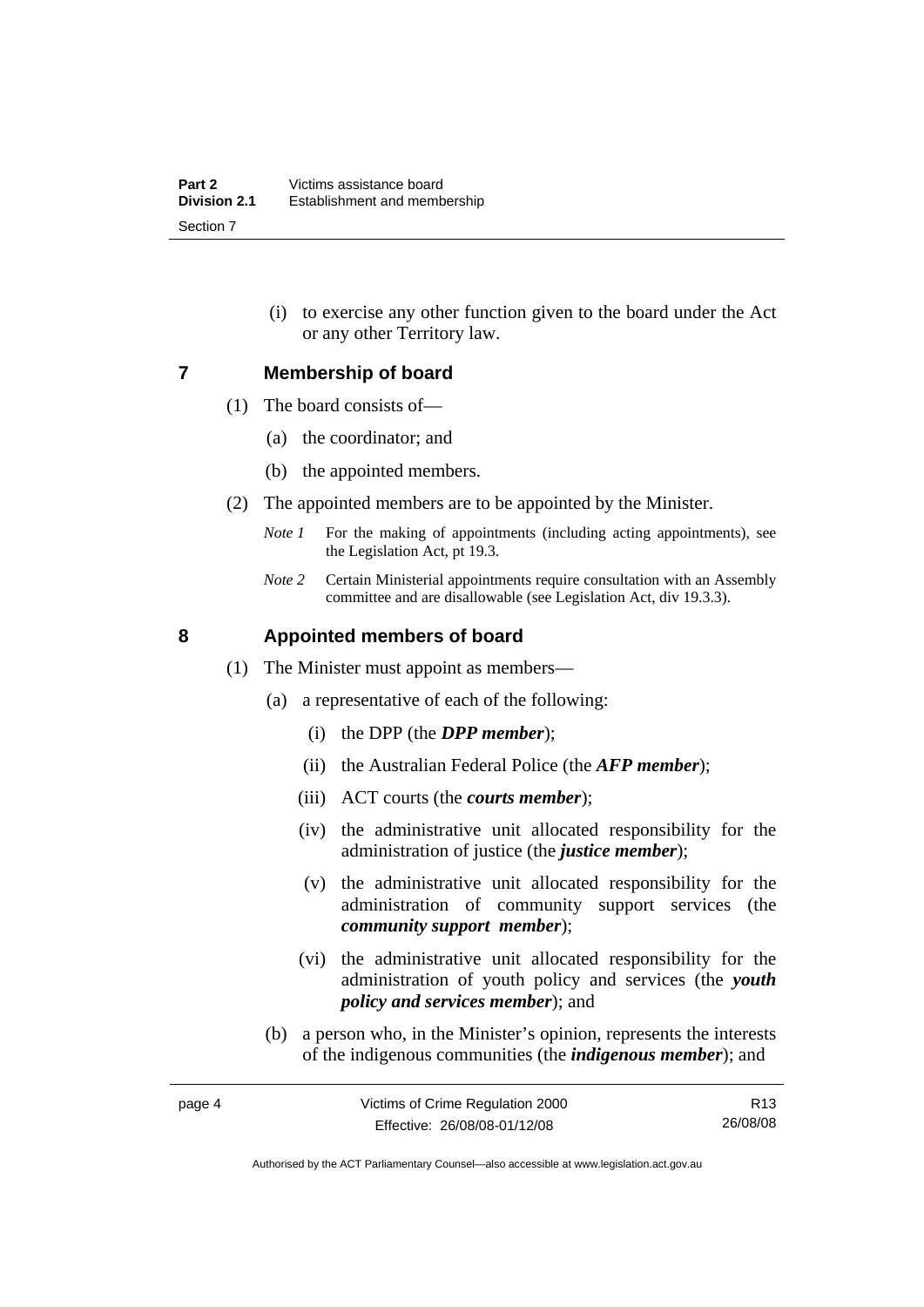(i) to exercise any other function given to the board under the Act or any other Territory law.

## 7 Membership of board

(1) The board consists of—

(a) the coordinator; and

(b) the appointed members.

(2) The appointed members are to be appointed by the Minister.

*Note 1* For the making of appointments (including acting appointments), see the Legislation Act, pt 19.3.

*Note 2* Certain Ministerial appointments require consultation with an Assembly committee and are disallowable (see Legislation Act, div 19.3.3).

## 8 Appointed members of board

(1) The Minister must appoint as members—

(a) a representative of each of the following:

(i) the DPP (the ***DPP member***);

(ii) the Australian Federal Police (the ***AFP member***);

(iii) ACT courts (the ***courts member***);

(iv) the administrative unit allocated responsibility for the administration of justice (the ***justice member***);

(v) the administrative unit allocated responsibility for the administration of community support services (the ***community support member***);

(vi) the administrative unit allocated responsibility for the administration of youth policy and services (the ***youth policy and services member***); and

(b) a person who, in the Minister's opinion, represents the interests of the indigenous communities (the ***indigenous member***); and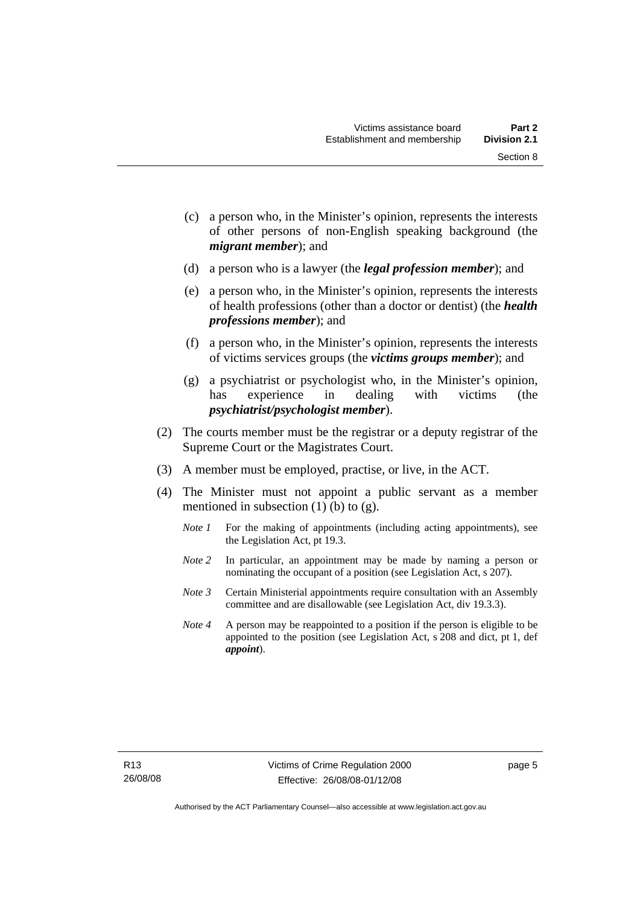(c) a person who, in the Minister's opinion, represents the interests of other persons of non-English speaking background (the ***migrant member***); and

(d) a person who is a lawyer (the ***legal profession member***); and

(e) a person who, in the Minister's opinion, represents the interests of health professions (other than a doctor or dentist) (the ***health professions member***); and

(f) a person who, in the Minister's opinion, represents the interests of victims services groups (the ***victims groups member***); and

(g) a psychiatrist or psychologist who, in the Minister's opinion, has experience in dealing with victims (the ***psychiatrist/psychologist member***).

(2) The courts member must be the registrar or a deputy registrar of the Supreme Court or the Magistrates Court.

(3) A member must be employed, practise, or live, in the ACT.

(4) The Minister must not appoint a public servant as a member mentioned in subsection (1) (b) to (g).

*Note 1* For the making of appointments (including acting appointments), see the Legislation Act, pt 19.3.

*Note 2* In particular, an appointment may be made by naming a person or nominating the occupant of a position (see Legislation Act, s 207).

*Note 3* Certain Ministerial appointments require consultation with an Assembly committee and are disallowable (see Legislation Act, div 19.3.3).

*Note 4* A person may be reappointed to a position if the person is eligible to be appointed to the position (see Legislation Act, s 208 and dict, pt 1, def ***appoint***).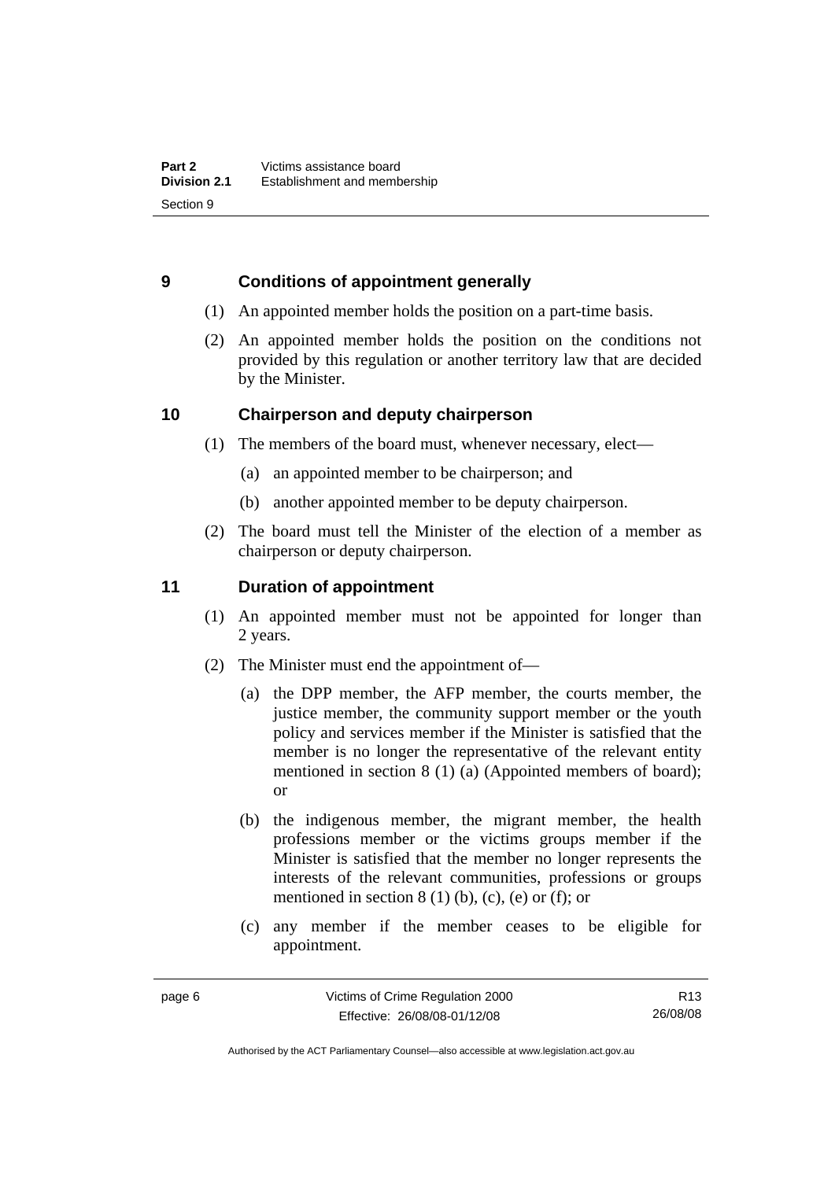## 9 Conditions of appointment generally

(1) An appointed member holds the position on a part-time basis.

(2) An appointed member holds the position on the conditions not provided by this regulation or another territory law that are decided by the Minister.

## 10 Chairperson and deputy chairperson

(1) The members of the board must, whenever necessary, elect—

(a) an appointed member to be chairperson; and

(b) another appointed member to be deputy chairperson.

(2) The board must tell the Minister of the election of a member as chairperson or deputy chairperson.

## 11 Duration of appointment

(1) An appointed member must not be appointed for longer than 2 years.

(2) The Minister must end the appointment of—

(a) the DPP member, the AFP member, the courts member, the justice member, the community support member or the youth policy and services member if the Minister is satisfied that the member is no longer the representative of the relevant entity mentioned in section 8 (1) (a) (Appointed members of board); or

(b) the indigenous member, the migrant member, the health professions member or the victims groups member if the Minister is satisfied that the member no longer represents the interests of the relevant communities, professions or groups mentioned in section 8 (1) (b), (c), (e) or (f); or

(c) any member if the member ceases to be eligible for appointment.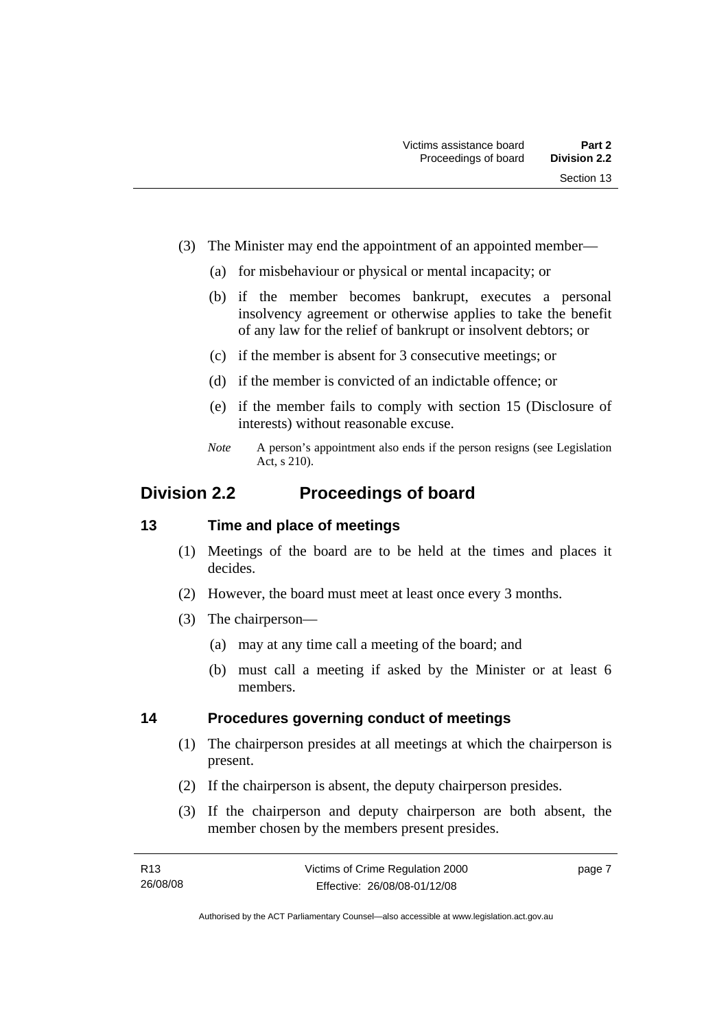(3) The Minister may end the appointment of an appointed member—

(a) for misbehaviour or physical or mental incapacity; or

(b) if the member becomes bankrupt, executes a personal insolvency agreement or otherwise applies to take the benefit of any law for the relief of bankrupt or insolvent debtors; or

(c) if the member is absent for 3 consecutive meetings; or

(d) if the member is convicted of an indictable offence; or

(e) if the member fails to comply with section 15 (Disclosure of interests) without reasonable excuse.

*Note* A person's appointment also ends if the person resigns (see Legislation Act, s 210).

## Division 2.2 Proceedings of board

### 13 Time and place of meetings

(1) Meetings of the board are to be held at the times and places it decides.

(2) However, the board must meet at least once every 3 months.

(3) The chairperson—

(a) may at any time call a meeting of the board; and

(b) must call a meeting if asked by the Minister or at least 6 members.

### 14 Procedures governing conduct of meetings

(1) The chairperson presides at all meetings at which the chairperson is present.

(2) If the chairperson is absent, the deputy chairperson presides.

(3) If the chairperson and deputy chairperson are both absent, the member chosen by the members present presides.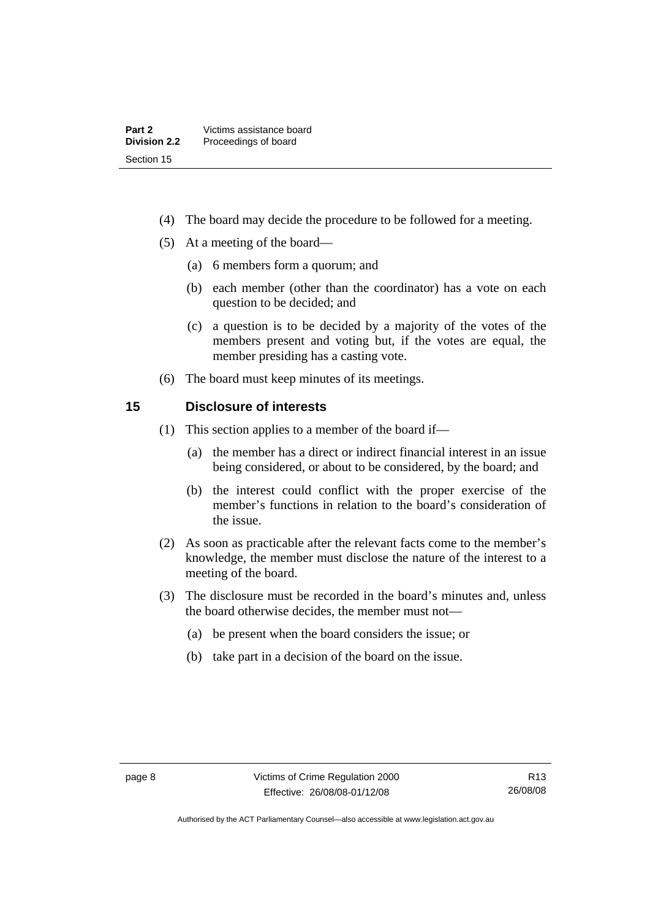(4) The board may decide the procedure to be followed for a meeting.

(5) At a meeting of the board—

(a) 6 members form a quorum; and

(b) each member (other than the coordinator) has a vote on each question to be decided; and

(c) a question is to be decided by a majority of the votes of the members present and voting but, if the votes are equal, the member presiding has a casting vote.

(6) The board must keep minutes of its meetings.

## 15 Disclosure of interests

(1) This section applies to a member of the board if—

(a) the member has a direct or indirect financial interest in an issue being considered, or about to be considered, by the board; and

(b) the interest could conflict with the proper exercise of the member's functions in relation to the board's consideration of the issue.

(2) As soon as practicable after the relevant facts come to the member's knowledge, the member must disclose the nature of the interest to a meeting of the board.

(3) The disclosure must be recorded in the board's minutes and, unless the board otherwise decides, the member must not—

(a) be present when the board considers the issue; or

(b) take part in a decision of the board on the issue.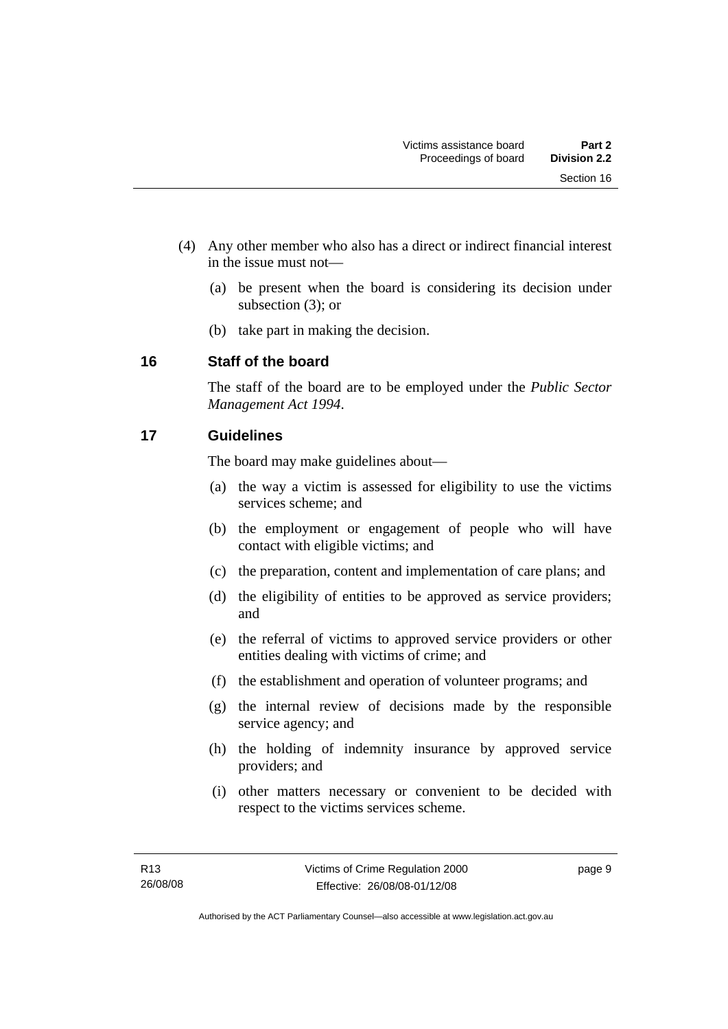(4) Any other member who also has a direct or indirect financial interest in the issue must not—

(a) be present when the board is considering its decision under subsection (3); or

(b) take part in making the decision.

## 16 Staff of the board

The staff of the board are to be employed under the *Public Sector Management Act 1994*.

## 17 Guidelines

The board may make guidelines about—

(a) the way a victim is assessed for eligibility to use the victims services scheme; and

(b) the employment or engagement of people who will have contact with eligible victims; and

(c) the preparation, content and implementation of care plans; and

(d) the eligibility of entities to be approved as service providers; and

(e) the referral of victims to approved service providers or other entities dealing with victims of crime; and

(f) the establishment and operation of volunteer programs; and

(g) the internal review of decisions made by the responsible service agency; and

(h) the holding of indemnity insurance by approved service providers; and

(i) other matters necessary or convenient to be decided with respect to the victims services scheme.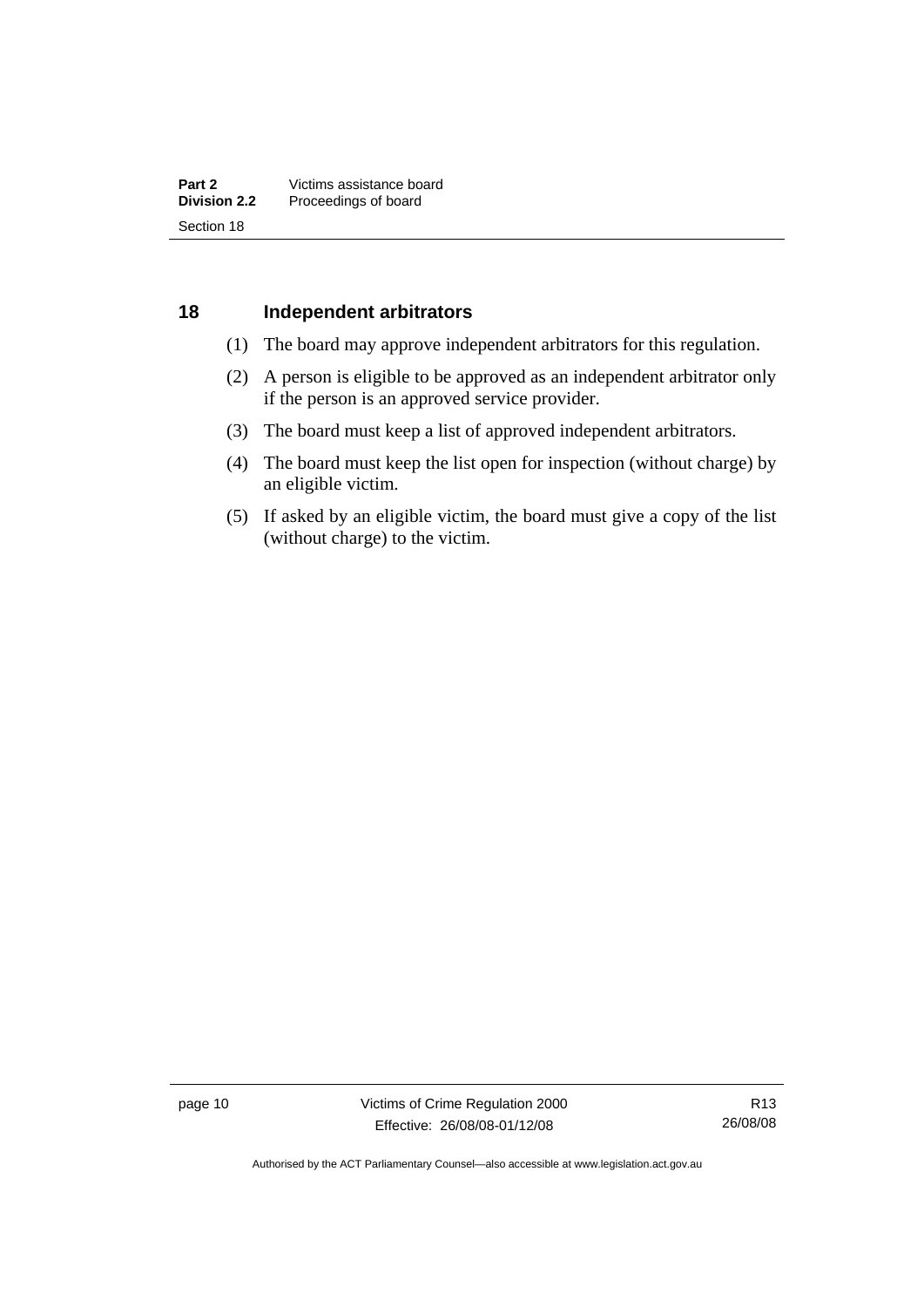## 18 Independent arbitrators

(1) The board may approve independent arbitrators for this regulation.

(2) A person is eligible to be approved as an independent arbitrator only if the person is an approved service provider.

(3) The board must keep a list of approved independent arbitrators.

(4) The board must keep the list open for inspection (without charge) by an eligible victim.

(5) If asked by an eligible victim, the board must give a copy of the list (without charge) to the victim.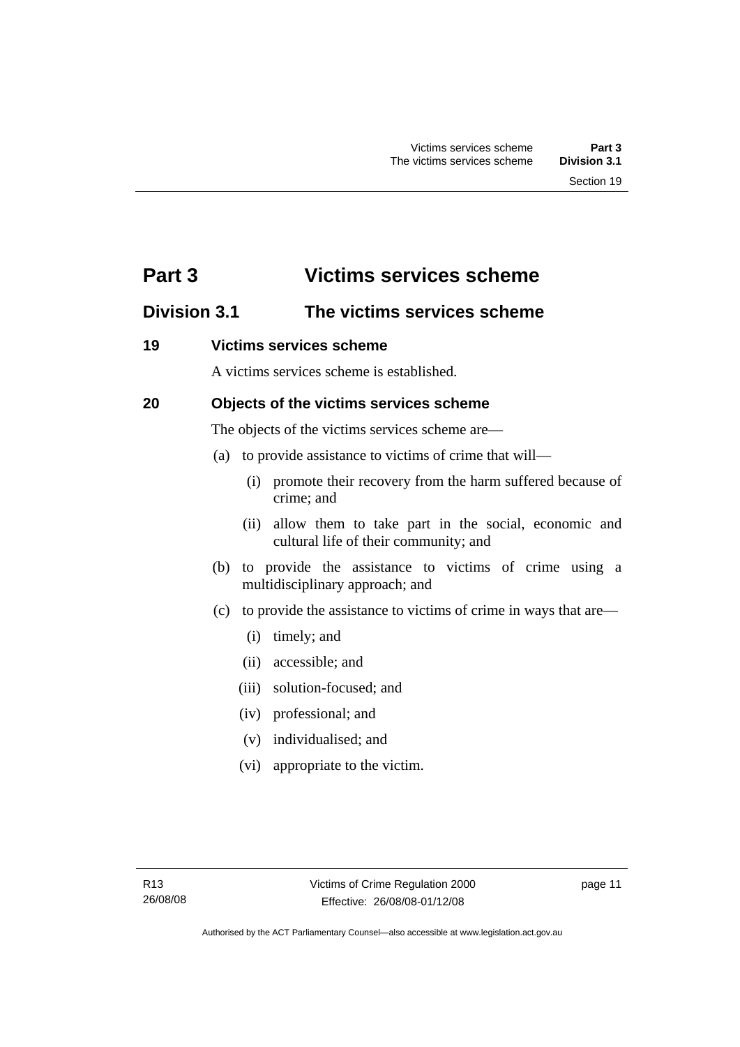# Part 3 Victims services scheme

## Division 3.1 The victims services scheme

### 19 Victims services scheme

A victims services scheme is established.

### 20 Objects of the victims services scheme

The objects of the victims services scheme are—

(a) to provide assistance to victims of crime that will—

  (i) promote their recovery from the harm suffered because of crime; and

  (ii) allow them to take part in the social, economic and cultural life of their community; and

(b) to provide the assistance to victims of crime using a multidisciplinary approach; and

(c) to provide the assistance to victims of crime in ways that are—

  (i) timely; and

  (ii) accessible; and

  (iii) solution-focused; and

  (iv) professional; and

  (v) individualised; and

  (vi) appropriate to the victim.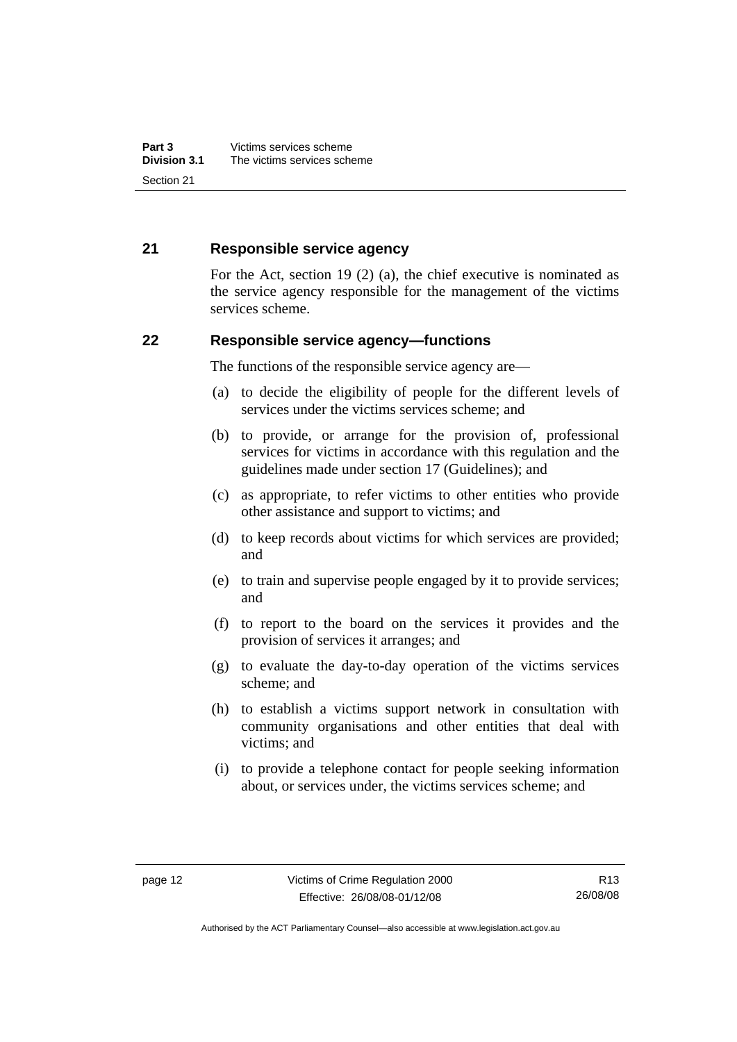## 21 Responsible service agency

For the Act, section 19 (2) (a), the chief executive is nominated as the service agency responsible for the management of the victims services scheme.

## 22 Responsible service agency—functions

The functions of the responsible service agency are—

(a) to decide the eligibility of people for the different levels of services under the victims services scheme; and

(b) to provide, or arrange for the provision of, professional services for victims in accordance with this regulation and the guidelines made under section 17 (Guidelines); and

(c) as appropriate, to refer victims to other entities who provide other assistance and support to victims; and

(d) to keep records about victims for which services are provided; and

(e) to train and supervise people engaged by it to provide services; and

(f) to report to the board on the services it provides and the provision of services it arranges; and

(g) to evaluate the day-to-day operation of the victims services scheme; and

(h) to establish a victims support network in consultation with community organisations and other entities that deal with victims; and

(i) to provide a telephone contact for people seeking information about, or services under, the victims services scheme; and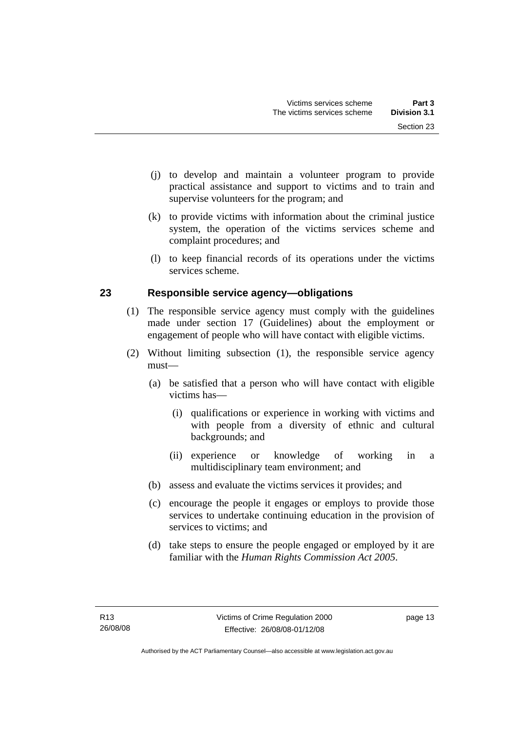(j) to develop and maintain a volunteer program to provide practical assistance and support to victims and to train and supervise volunteers for the program; and

(k) to provide victims with information about the criminal justice system, the operation of the victims services scheme and complaint procedures; and

(l) to keep financial records of its operations under the victims services scheme.

## 23 Responsible service agency—obligations

(1) The responsible service agency must comply with the guidelines made under section 17 (Guidelines) about the employment or engagement of people who will have contact with eligible victims.

(2) Without limiting subsection (1), the responsible service agency must—

(a) be satisfied that a person who will have contact with eligible victims has—

(i) qualifications or experience in working with victims and with people from a diversity of ethnic and cultural backgrounds; and

(ii) experience or knowledge of working in a multidisciplinary team environment; and

(b) assess and evaluate the victims services it provides; and

(c) encourage the people it engages or employs to provide those services to undertake continuing education in the provision of services to victims; and

(d) take steps to ensure the people engaged or employed by it are familiar with the *Human Rights Commission Act 2005*.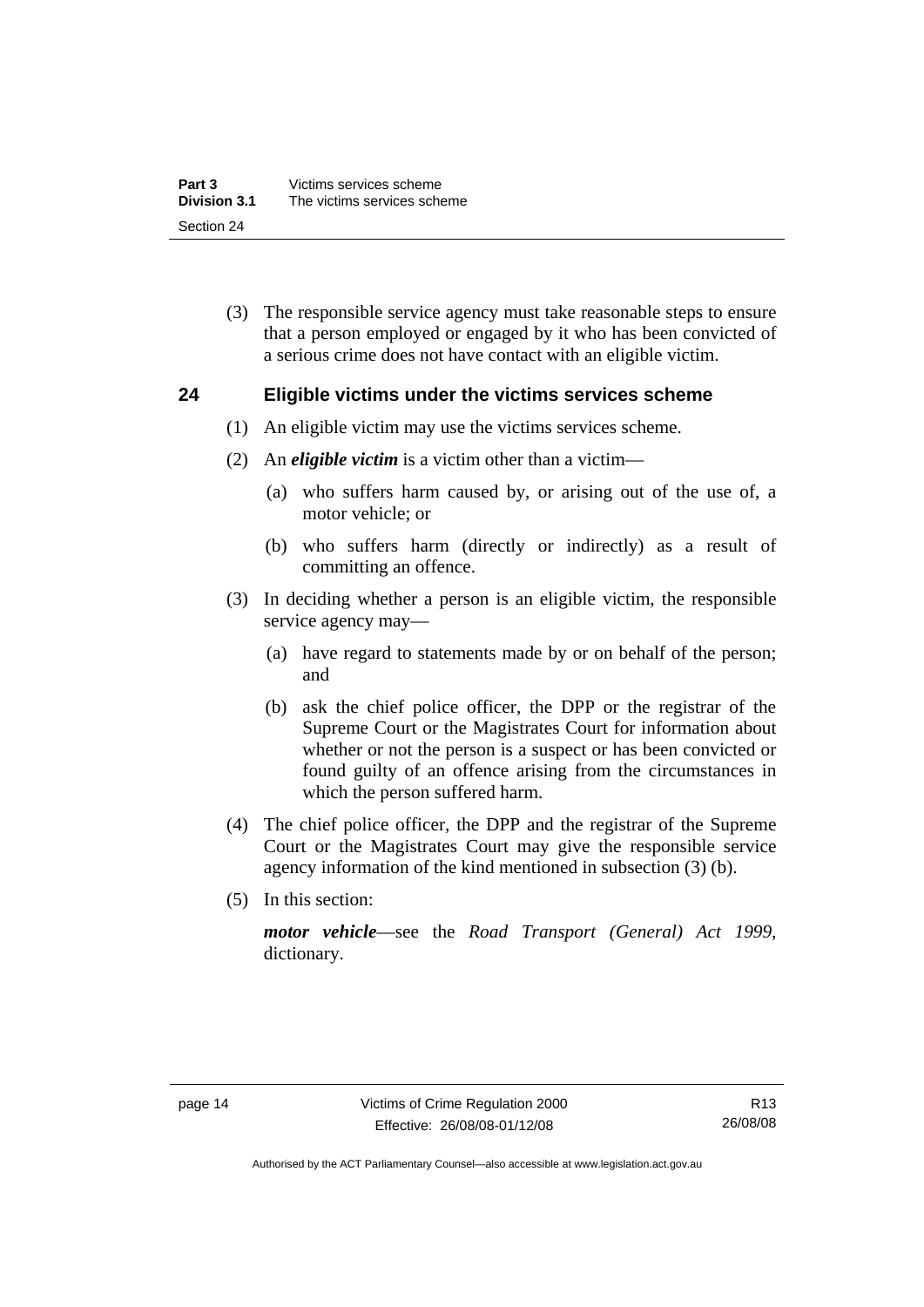(3) The responsible service agency must take reasonable steps to ensure that a person employed or engaged by it who has been convicted of a serious crime does not have contact with an eligible victim.

## 24 Eligible victims under the victims services scheme

(1) An eligible victim may use the victims services scheme.

(2) An ***eligible victim*** is a victim other than a victim—

(a) who suffers harm caused by, or arising out of the use of, a motor vehicle; or

(b) who suffers harm (directly or indirectly) as a result of committing an offence.

(3) In deciding whether a person is an eligible victim, the responsible service agency may—

(a) have regard to statements made by or on behalf of the person; and

(b) ask the chief police officer, the DPP or the registrar of the Supreme Court or the Magistrates Court for information about whether or not the person is a suspect or has been convicted or found guilty of an offence arising from the circumstances in which the person suffered harm.

(4) The chief police officer, the DPP and the registrar of the Supreme Court or the Magistrates Court may give the responsible service agency information of the kind mentioned in subsection (3) (b).

(5) In this section:

***motor vehicle***—see the *Road Transport (General) Act 1999*, dictionary.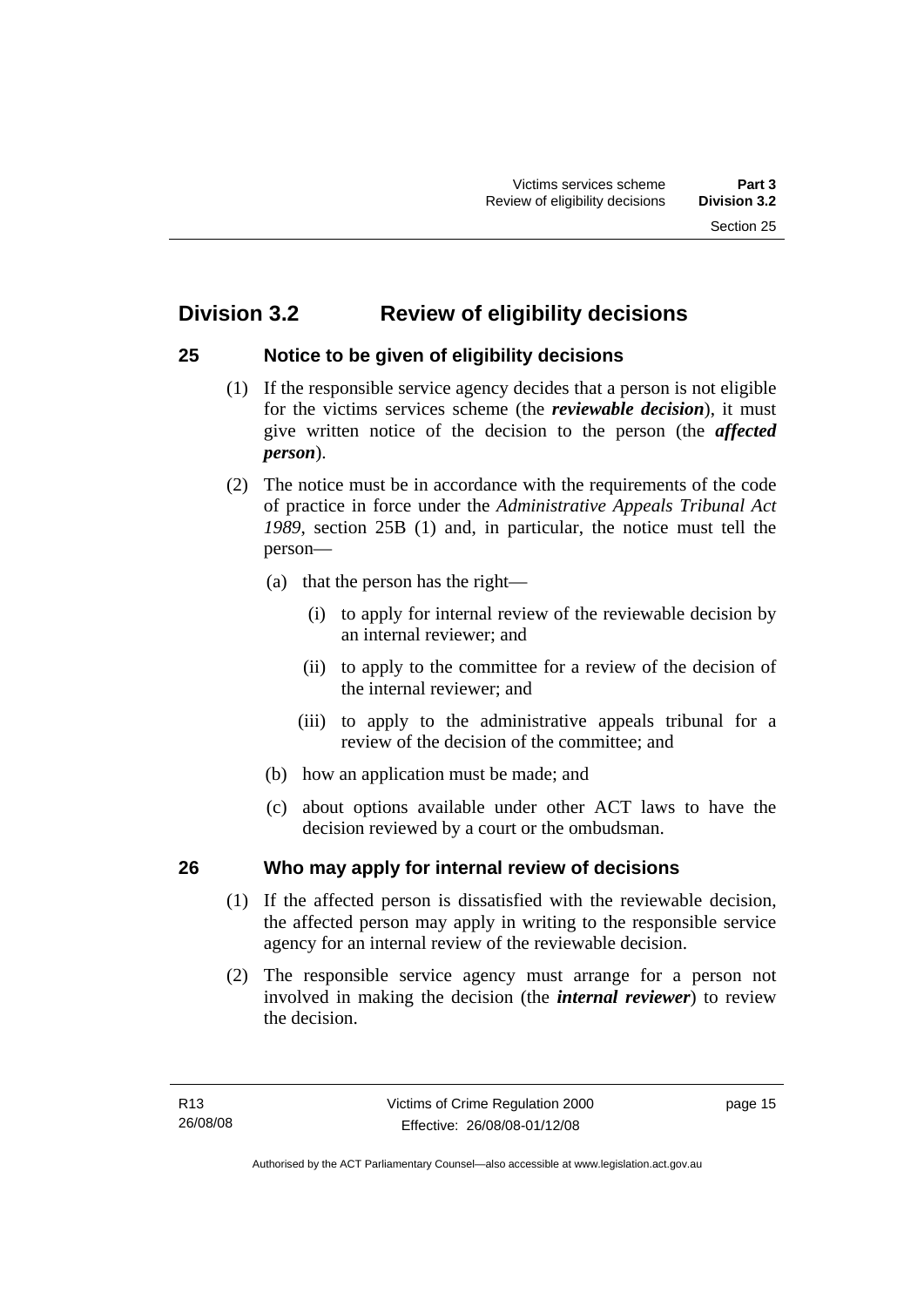## Division 3.2 Review of eligibility decisions

### 25 Notice to be given of eligibility decisions

(1) If the responsible service agency decides that a person is not eligible for the victims services scheme (the ***reviewable decision***), it must give written notice of the decision to the person (the ***affected person***).

(2) The notice must be in accordance with the requirements of the code of practice in force under the *Administrative Appeals Tribunal Act 1989*, section 25B (1) and, in particular, the notice must tell the person—

(a) that the person has the right—

(i) to apply for internal review of the reviewable decision by an internal reviewer; and

(ii) to apply to the committee for a review of the decision of the internal reviewer; and

(iii) to apply to the administrative appeals tribunal for a review of the decision of the committee; and

(b) how an application must be made; and

(c) about options available under other ACT laws to have the decision reviewed by a court or the ombudsman.

### 26 Who may apply for internal review of decisions

(1) If the affected person is dissatisfied with the reviewable decision, the affected person may apply in writing to the responsible service agency for an internal review of the reviewable decision.

(2) The responsible service agency must arrange for a person not involved in making the decision (the ***internal reviewer***) to review the decision.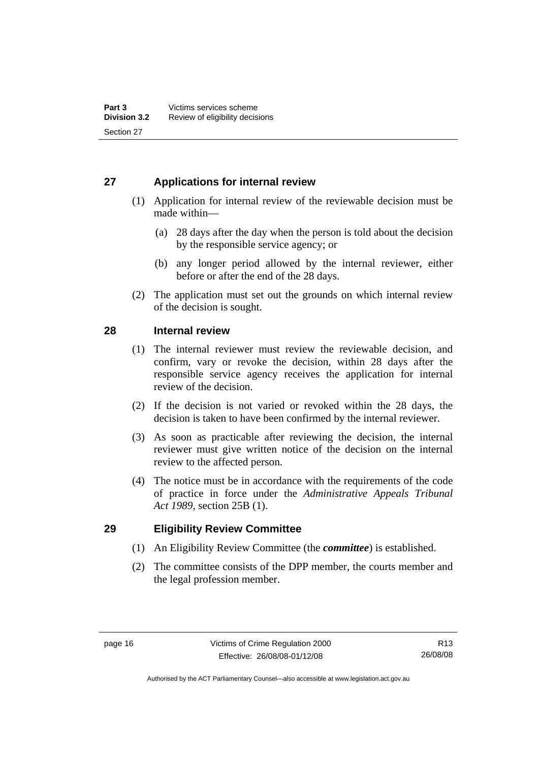## 27 Applications for internal review

(1) Application for internal review of the reviewable decision must be made within—

(a) 28 days after the day when the person is told about the decision by the responsible service agency; or

(b) any longer period allowed by the internal reviewer, either before or after the end of the 28 days.

(2) The application must set out the grounds on which internal review of the decision is sought.

## 28 Internal review

(1) The internal reviewer must review the reviewable decision, and confirm, vary or revoke the decision, within 28 days after the responsible service agency receives the application for internal review of the decision.

(2) If the decision is not varied or revoked within the 28 days, the decision is taken to have been confirmed by the internal reviewer.

(3) As soon as practicable after reviewing the decision, the internal reviewer must give written notice of the decision on the internal review to the affected person.

(4) The notice must be in accordance with the requirements of the code of practice in force under the *Administrative Appeals Tribunal Act 1989*, section 25B (1).

## 29 Eligibility Review Committee

(1) An Eligibility Review Committee (the ***committee***) is established.

(2) The committee consists of the DPP member, the courts member and the legal profession member.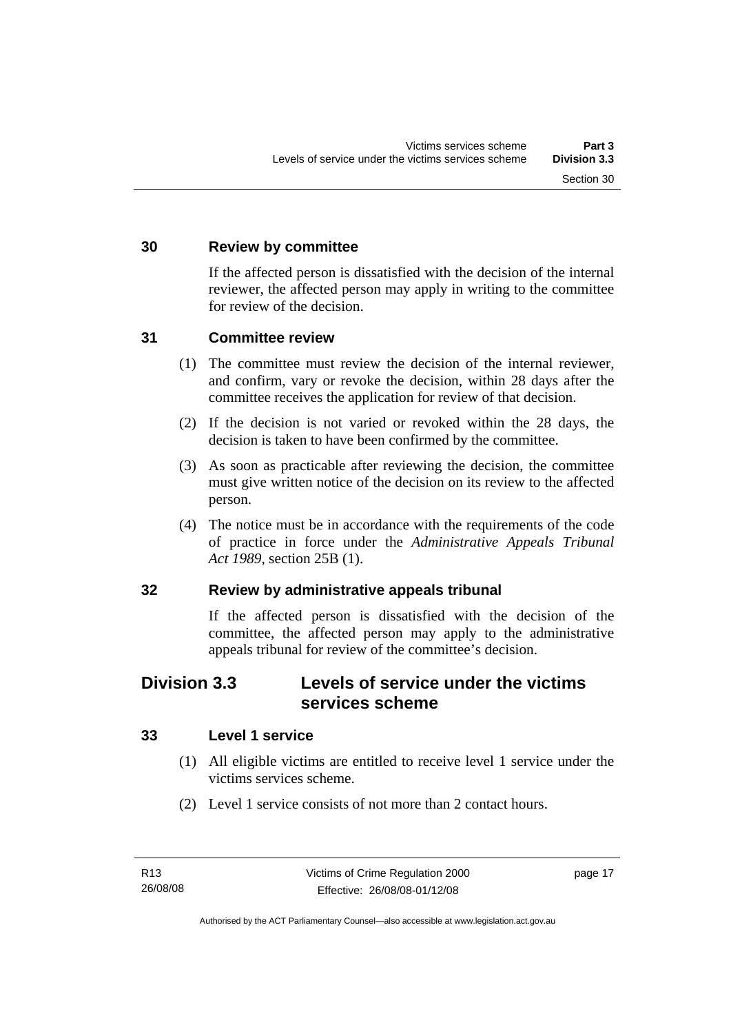### 30 Review by committee

If the affected person is dissatisfied with the decision of the internal reviewer, the affected person may apply in writing to the committee for review of the decision.

### 31 Committee review

(1) The committee must review the decision of the internal reviewer, and confirm, vary or revoke the decision, within 28 days after the committee receives the application for review of that decision.

(2) If the decision is not varied or revoked within the 28 days, the decision is taken to have been confirmed by the committee.

(3) As soon as practicable after reviewing the decision, the committee must give written notice of the decision on its review to the affected person.

(4) The notice must be in accordance with the requirements of the code of practice in force under the *Administrative Appeals Tribunal Act 1989*, section 25B (1).

### 32 Review by administrative appeals tribunal

If the affected person is dissatisfied with the decision of the committee, the affected person may apply to the administrative appeals tribunal for review of the committee's decision.

## Division 3.3 Levels of service under the victims services scheme

### 33 Level 1 service

(1) All eligible victims are entitled to receive level 1 service under the victims services scheme.

(2) Level 1 service consists of not more than 2 contact hours.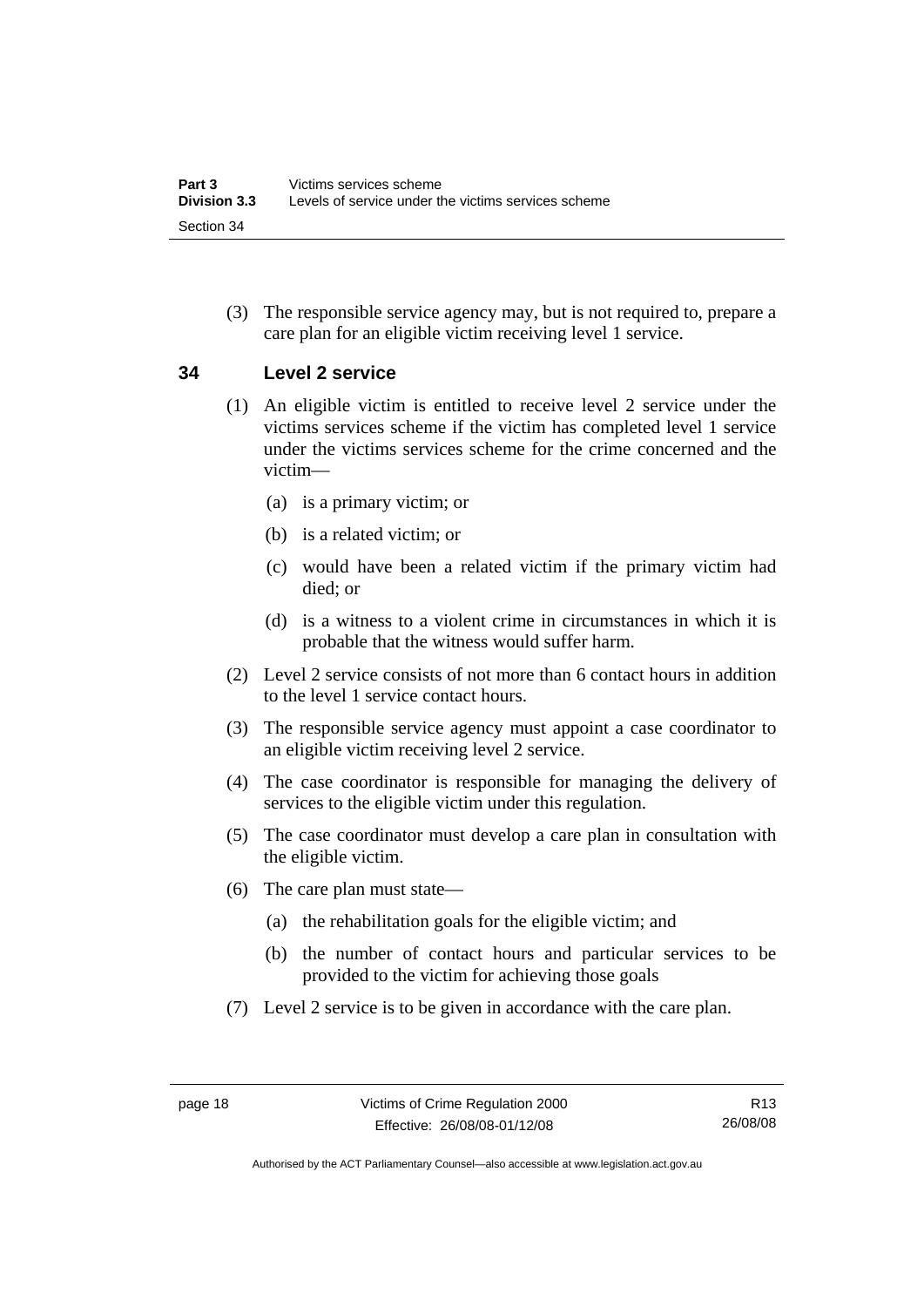(3) The responsible service agency may, but is not required to, prepare a care plan for an eligible victim receiving level 1 service.

## 34 Level 2 service

(1) An eligible victim is entitled to receive level 2 service under the victims services scheme if the victim has completed level 1 service under the victims services scheme for the crime concerned and the victim—

(a) is a primary victim; or

(b) is a related victim; or

(c) would have been a related victim if the primary victim had died; or

(d) is a witness to a violent crime in circumstances in which it is probable that the witness would suffer harm.

(2) Level 2 service consists of not more than 6 contact hours in addition to the level 1 service contact hours.

(3) The responsible service agency must appoint a case coordinator to an eligible victim receiving level 2 service.

(4) The case coordinator is responsible for managing the delivery of services to the eligible victim under this regulation.

(5) The case coordinator must develop a care plan in consultation with the eligible victim.

(6) The care plan must state—

(a) the rehabilitation goals for the eligible victim; and

(b) the number of contact hours and particular services to be provided to the victim for achieving those goals

(7) Level 2 service is to be given in accordance with the care plan.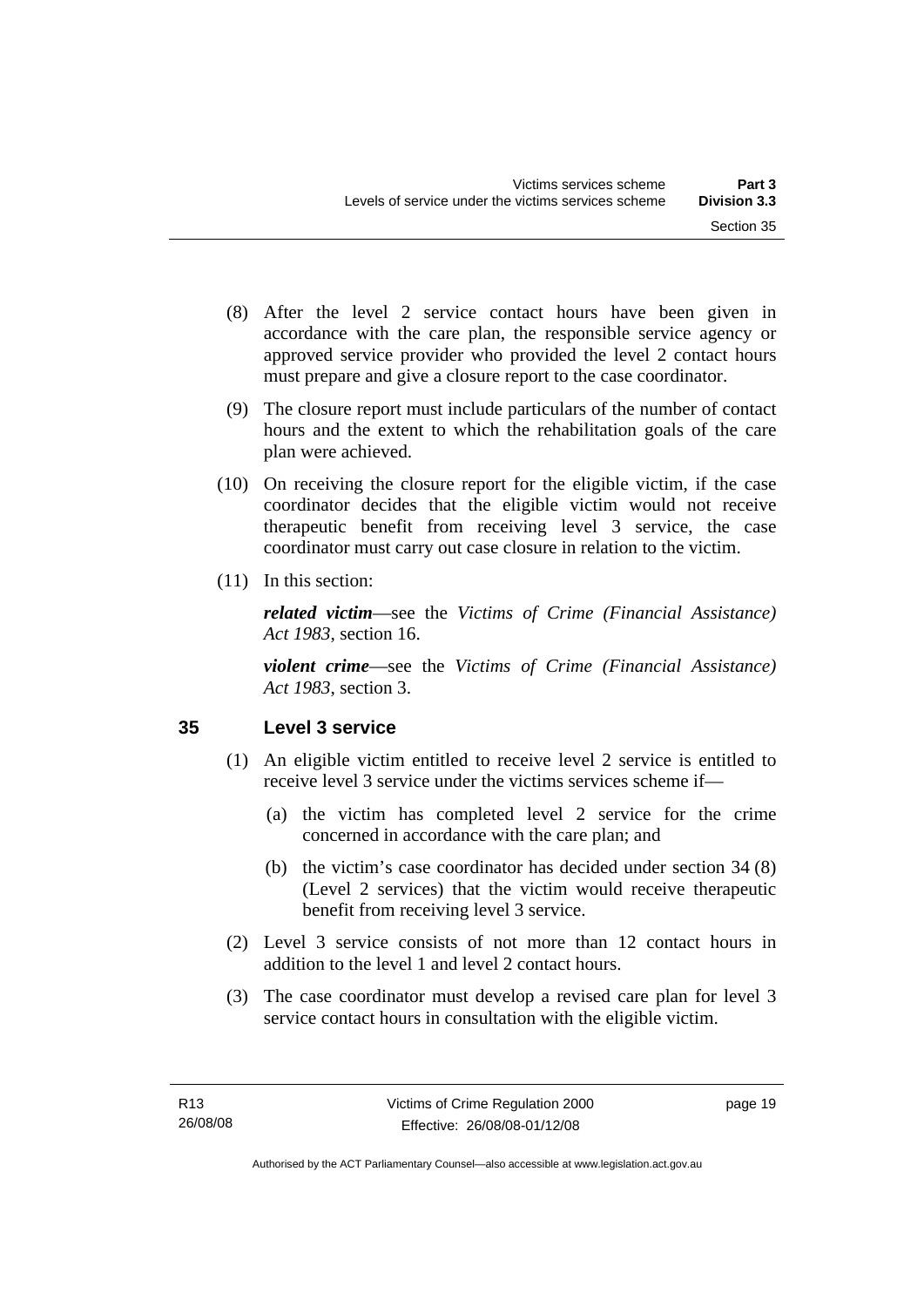(8) After the level 2 service contact hours have been given in accordance with the care plan, the responsible service agency or approved service provider who provided the level 2 contact hours must prepare and give a closure report to the case coordinator.

(9) The closure report must include particulars of the number of contact hours and the extent to which the rehabilitation goals of the care plan were achieved.

(10) On receiving the closure report for the eligible victim, if the case coordinator decides that the eligible victim would not receive therapeutic benefit from receiving level 3 service, the case coordinator must carry out case closure in relation to the victim.

(11) In this section:

***related victim***—see the *Victims of Crime (Financial Assistance) Act 1983*, section 16.

***violent crime***—see the *Victims of Crime (Financial Assistance) Act 1983*, section 3.

## 35 Level 3 service

(1) An eligible victim entitled to receive level 2 service is entitled to receive level 3 service under the victims services scheme if—

(a) the victim has completed level 2 service for the crime concerned in accordance with the care plan; and

(b) the victim's case coordinator has decided under section 34 (8) (Level 2 services) that the victim would receive therapeutic benefit from receiving level 3 service.

(2) Level 3 service consists of not more than 12 contact hours in addition to the level 1 and level 2 contact hours.

(3) The case coordinator must develop a revised care plan for level 3 service contact hours in consultation with the eligible victim.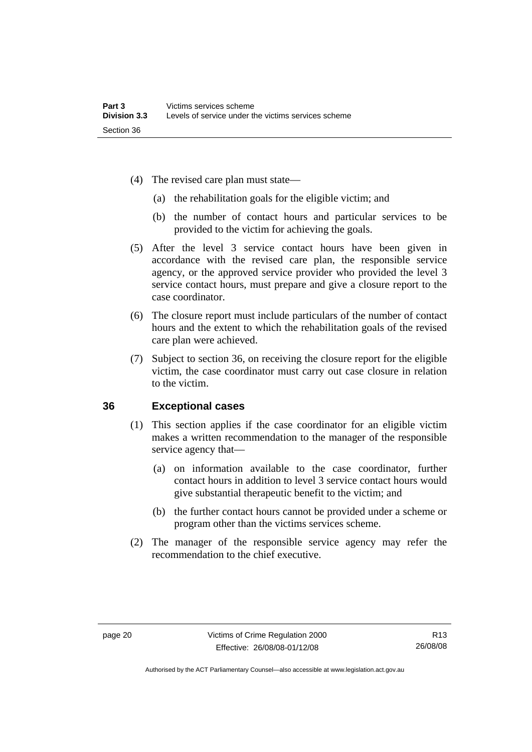(4) The revised care plan must state—

  (a) the rehabilitation goals for the eligible victim; and

  (b) the number of contact hours and particular services to be provided to the victim for achieving the goals.

(5) After the level 3 service contact hours have been given in accordance with the revised care plan, the responsible service agency, or the approved service provider who provided the level 3 service contact hours, must prepare and give a closure report to the case coordinator.

(6) The closure report must include particulars of the number of contact hours and the extent to which the rehabilitation goals of the revised care plan were achieved.

(7) Subject to section 36, on receiving the closure report for the eligible victim, the case coordinator must carry out case closure in relation to the victim.

## 36 Exceptional cases

(1) This section applies if the case coordinator for an eligible victim makes a written recommendation to the manager of the responsible service agency that—

  (a) on information available to the case coordinator, further contact hours in addition to level 3 service contact hours would give substantial therapeutic benefit to the victim; and

  (b) the further contact hours cannot be provided under a scheme or program other than the victims services scheme.

(2) The manager of the responsible service agency may refer the recommendation to the chief executive.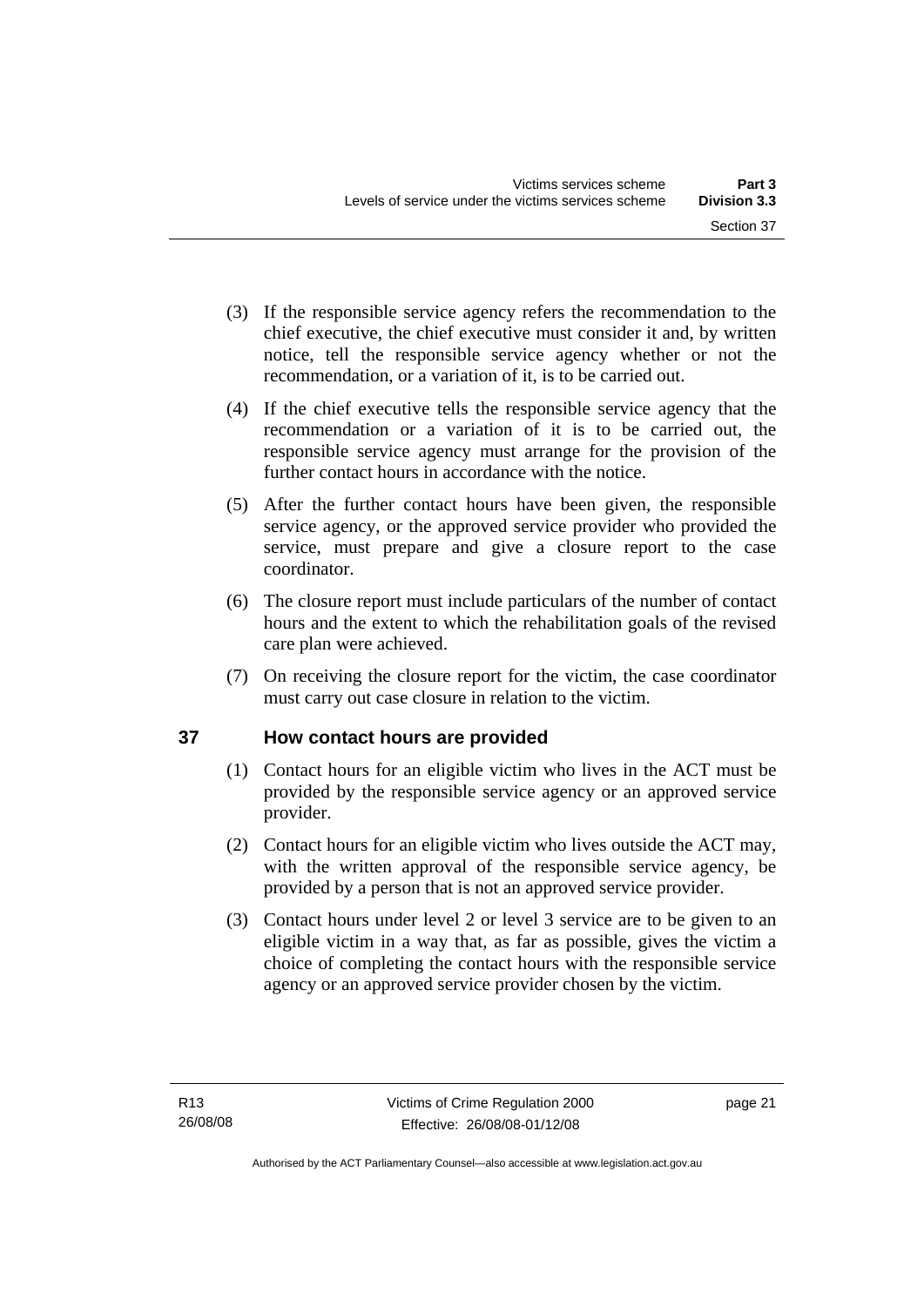(3) If the responsible service agency refers the recommendation to the chief executive, the chief executive must consider it and, by written notice, tell the responsible service agency whether or not the recommendation, or a variation of it, is to be carried out.

(4) If the chief executive tells the responsible service agency that the recommendation or a variation of it is to be carried out, the responsible service agency must arrange for the provision of the further contact hours in accordance with the notice.

(5) After the further contact hours have been given, the responsible service agency, or the approved service provider who provided the service, must prepare and give a closure report to the case coordinator.

(6) The closure report must include particulars of the number of contact hours and the extent to which the rehabilitation goals of the revised care plan were achieved.

(7) On receiving the closure report for the victim, the case coordinator must carry out case closure in relation to the victim.

## 37 How contact hours are provided

(1) Contact hours for an eligible victim who lives in the ACT must be provided by the responsible service agency or an approved service provider.

(2) Contact hours for an eligible victim who lives outside the ACT may, with the written approval of the responsible service agency, be provided by a person that is not an approved service provider.

(3) Contact hours under level 2 or level 3 service are to be given to an eligible victim in a way that, as far as possible, gives the victim a choice of completing the contact hours with the responsible service agency or an approved service provider chosen by the victim.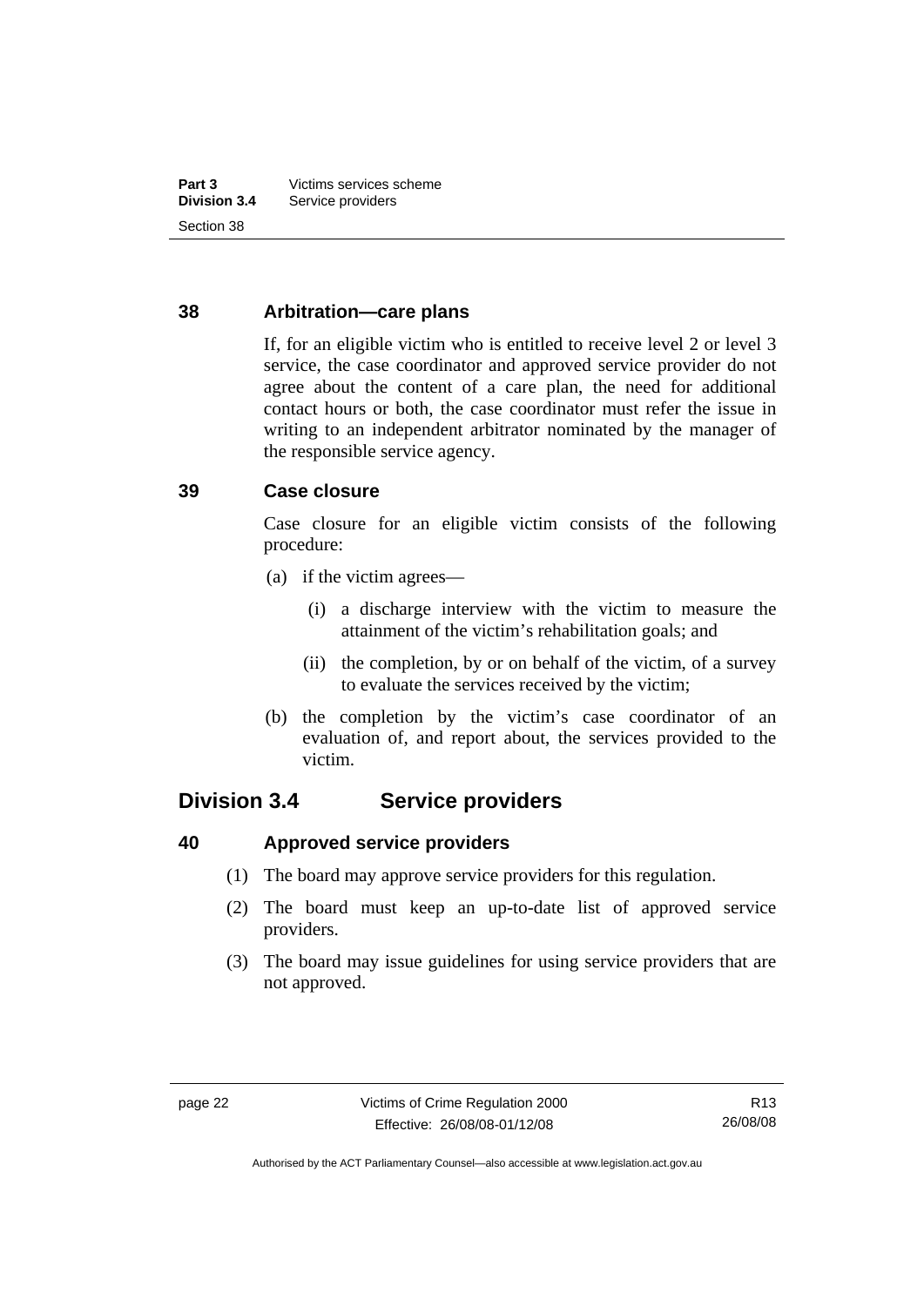## 38 Arbitration—care plans

If, for an eligible victim who is entitled to receive level 2 or level 3 service, the case coordinator and approved service provider do not agree about the content of a care plan, the need for additional contact hours or both, the case coordinator must refer the issue in writing to an independent arbitrator nominated by the manager of the responsible service agency.

## 39 Case closure

Case closure for an eligible victim consists of the following procedure:

(a) if the victim agrees—

(i) a discharge interview with the victim to measure the attainment of the victim's rehabilitation goals; and

(ii) the completion, by or on behalf of the victim, of a survey to evaluate the services received by the victim;

(b) the completion by the victim's case coordinator of an evaluation of, and report about, the services provided to the victim.

# Division 3.4 Service providers

## 40 Approved service providers

(1) The board may approve service providers for this regulation.

(2) The board must keep an up-to-date list of approved service providers.

(3) The board may issue guidelines for using service providers that are not approved.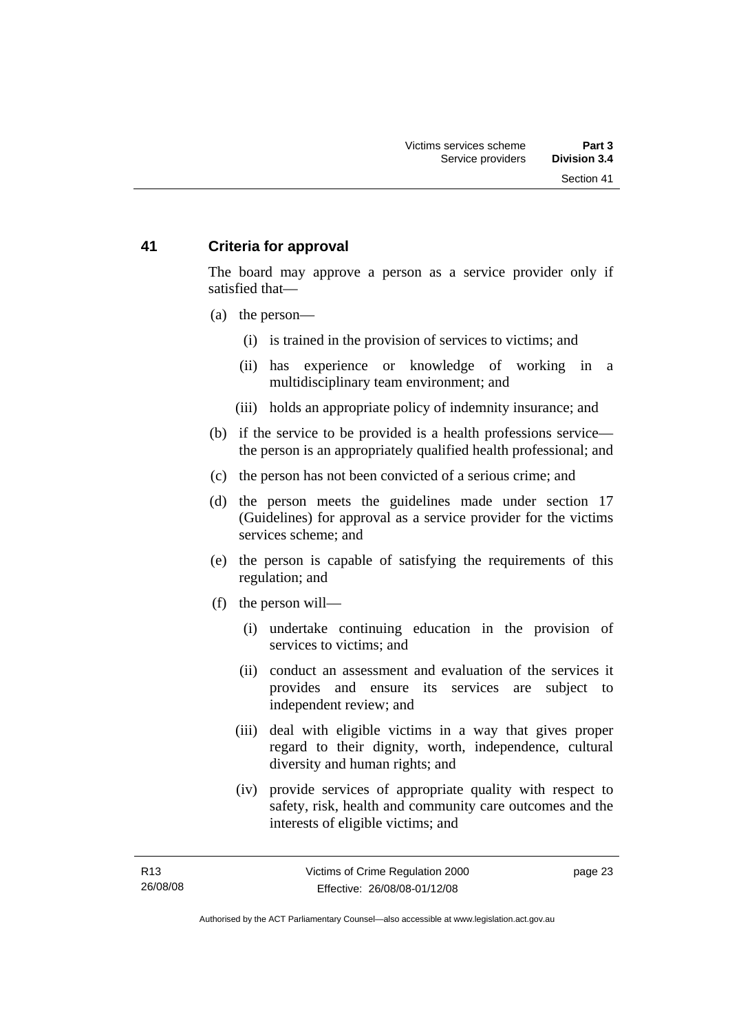## 41 Criteria for approval

The board may approve a person as a service provider only if satisfied that—

(a) the person—

  (i) is trained in the provision of services to victims; and

  (ii) has experience or knowledge of working in a multidisciplinary team environment; and

  (iii) holds an appropriate policy of indemnity insurance; and

(b) if the service to be provided is a health professions service—the person is an appropriately qualified health professional; and

(c) the person has not been convicted of a serious crime; and

(d) the person meets the guidelines made under section 17 (Guidelines) for approval as a service provider for the victims services scheme; and

(e) the person is capable of satisfying the requirements of this regulation; and

(f) the person will—

  (i) undertake continuing education in the provision of services to victims; and

  (ii) conduct an assessment and evaluation of the services it provides and ensure its services are subject to independent review; and

  (iii) deal with eligible victims in a way that gives proper regard to their dignity, worth, independence, cultural diversity and human rights; and

  (iv) provide services of appropriate quality with respect to safety, risk, health and community care outcomes and the interests of eligible victims; and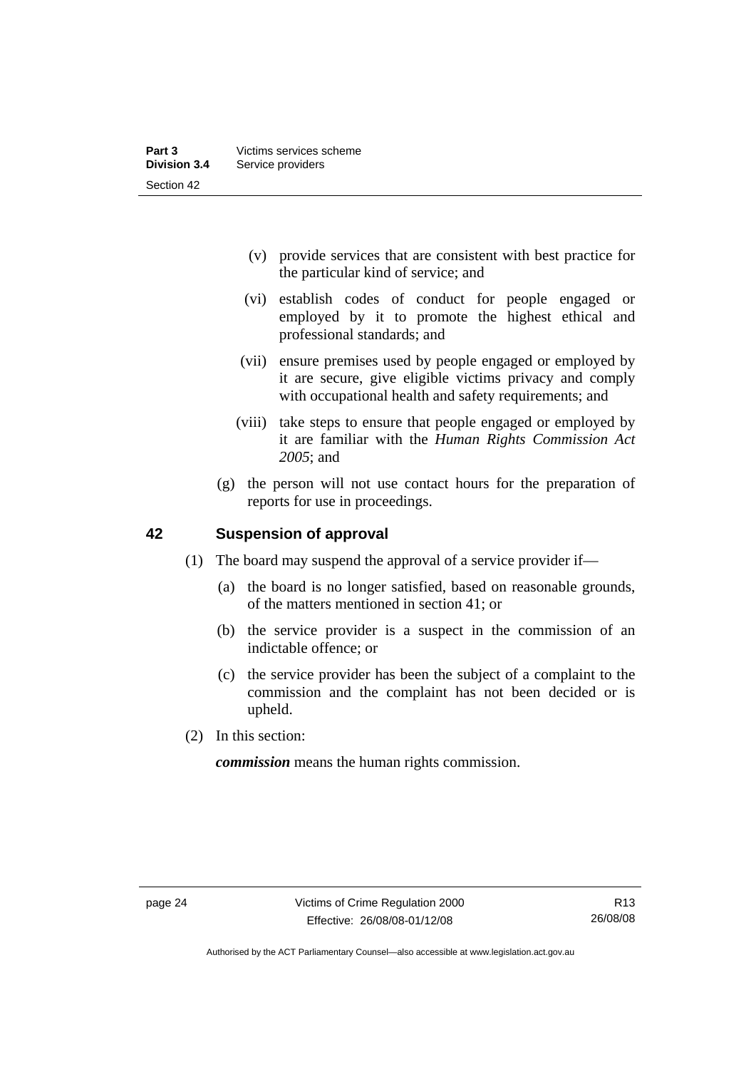(v) provide services that are consistent with best practice for the particular kind of service; and

(vi) establish codes of conduct for people engaged or employed by it to promote the highest ethical and professional standards; and

(vii) ensure premises used by people engaged or employed by it are secure, give eligible victims privacy and comply with occupational health and safety requirements; and

(viii) take steps to ensure that people engaged or employed by it are familiar with the *Human Rights Commission Act 2005*; and

(g) the person will not use contact hours for the preparation of reports for use in proceedings.

## 42 Suspension of approval

(1) The board may suspend the approval of a service provider if—

(a) the board is no longer satisfied, based on reasonable grounds, of the matters mentioned in section 41; or

(b) the service provider is a suspect in the commission of an indictable offence; or

(c) the service provider has been the subject of a complaint to the commission and the complaint has not been decided or is upheld.

(2) In this section:

***commission*** means the human rights commission.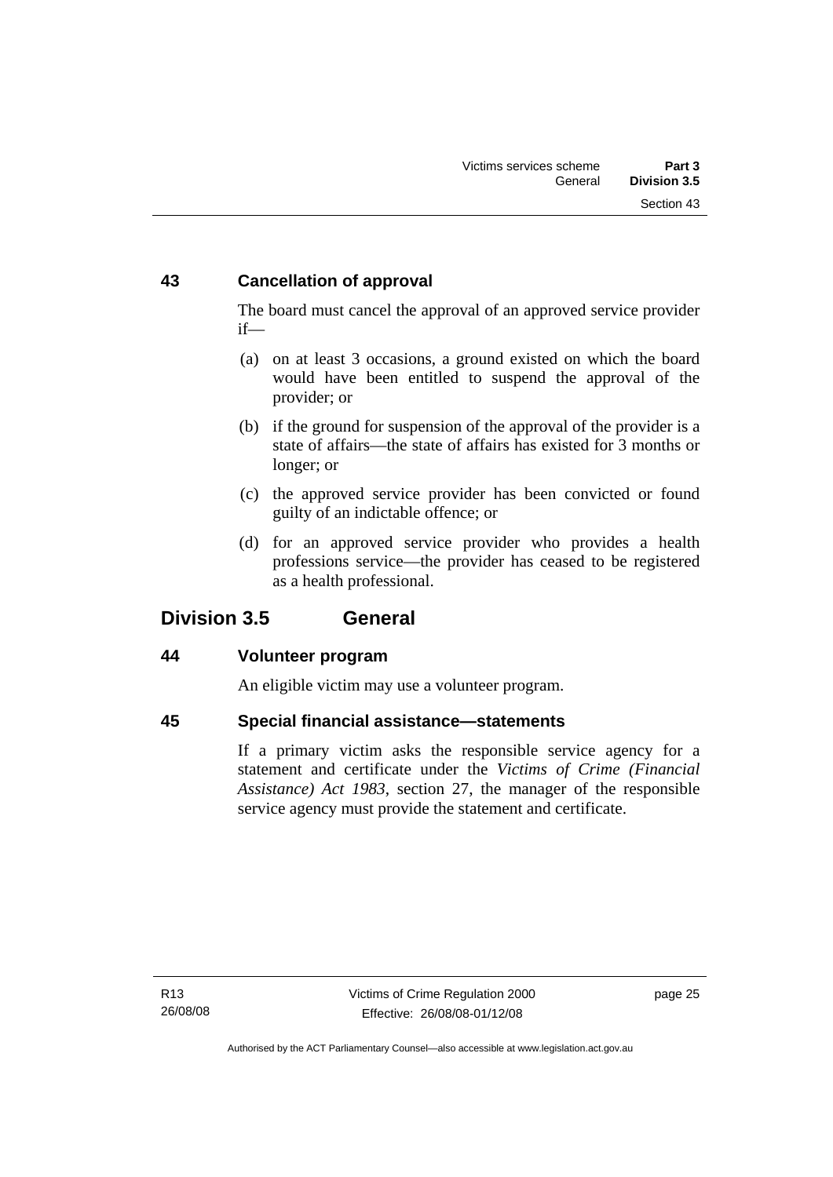### 43 Cancellation of approval

The board must cancel the approval of an approved service provider if—

(a) on at least 3 occasions, a ground existed on which the board would have been entitled to suspend the approval of the provider; or

(b) if the ground for suspension of the approval of the provider is a state of affairs—the state of affairs has existed for 3 months or longer; or

(c) the approved service provider has been convicted or found guilty of an indictable offence; or

(d) for an approved service provider who provides a health professions service—the provider has ceased to be registered as a health professional.

## Division 3.5 General

### 44 Volunteer program

An eligible victim may use a volunteer program.

### 45 Special financial assistance—statements

If a primary victim asks the responsible service agency for a statement and certificate under the *Victims of Crime (Financial Assistance) Act 1983*, section 27, the manager of the responsible service agency must provide the statement and certificate.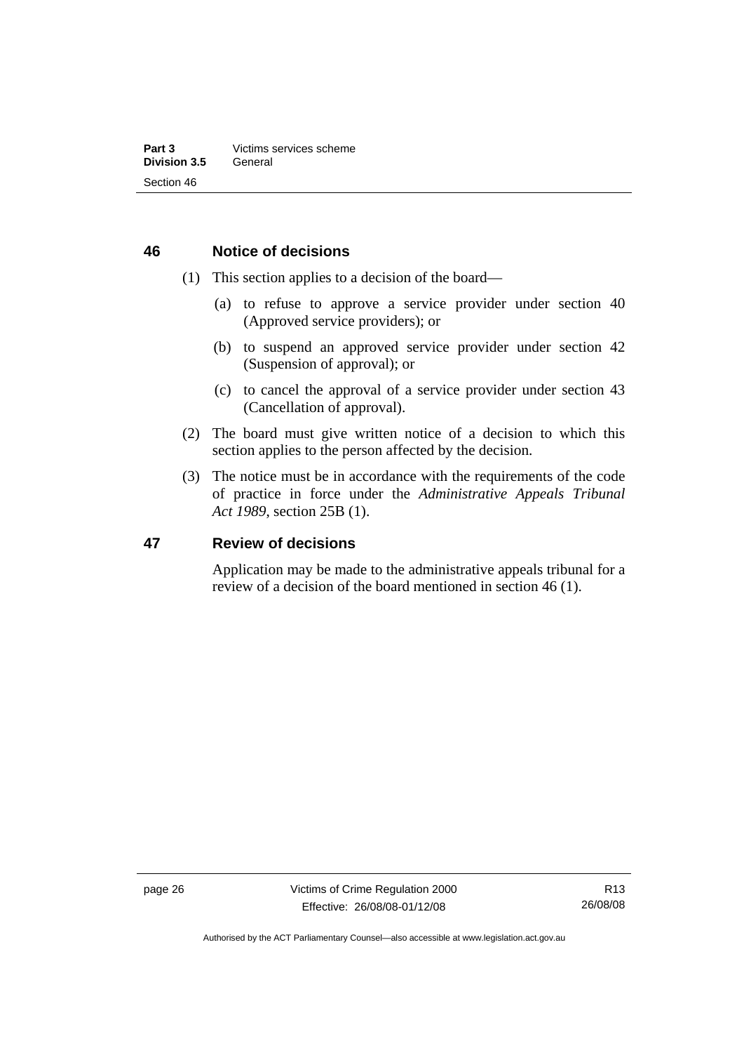## 46 Notice of decisions

(1) This section applies to a decision of the board—

(a) to refuse to approve a service provider under section 40 (Approved service providers); or

(b) to suspend an approved service provider under section 42 (Suspension of approval); or

(c) to cancel the approval of a service provider under section 43 (Cancellation of approval).

(2) The board must give written notice of a decision to which this section applies to the person affected by the decision.

(3) The notice must be in accordance with the requirements of the code of practice in force under the *Administrative Appeals Tribunal Act 1989*, section 25B (1).

## 47 Review of decisions

Application may be made to the administrative appeals tribunal for a review of a decision of the board mentioned in section 46 (1).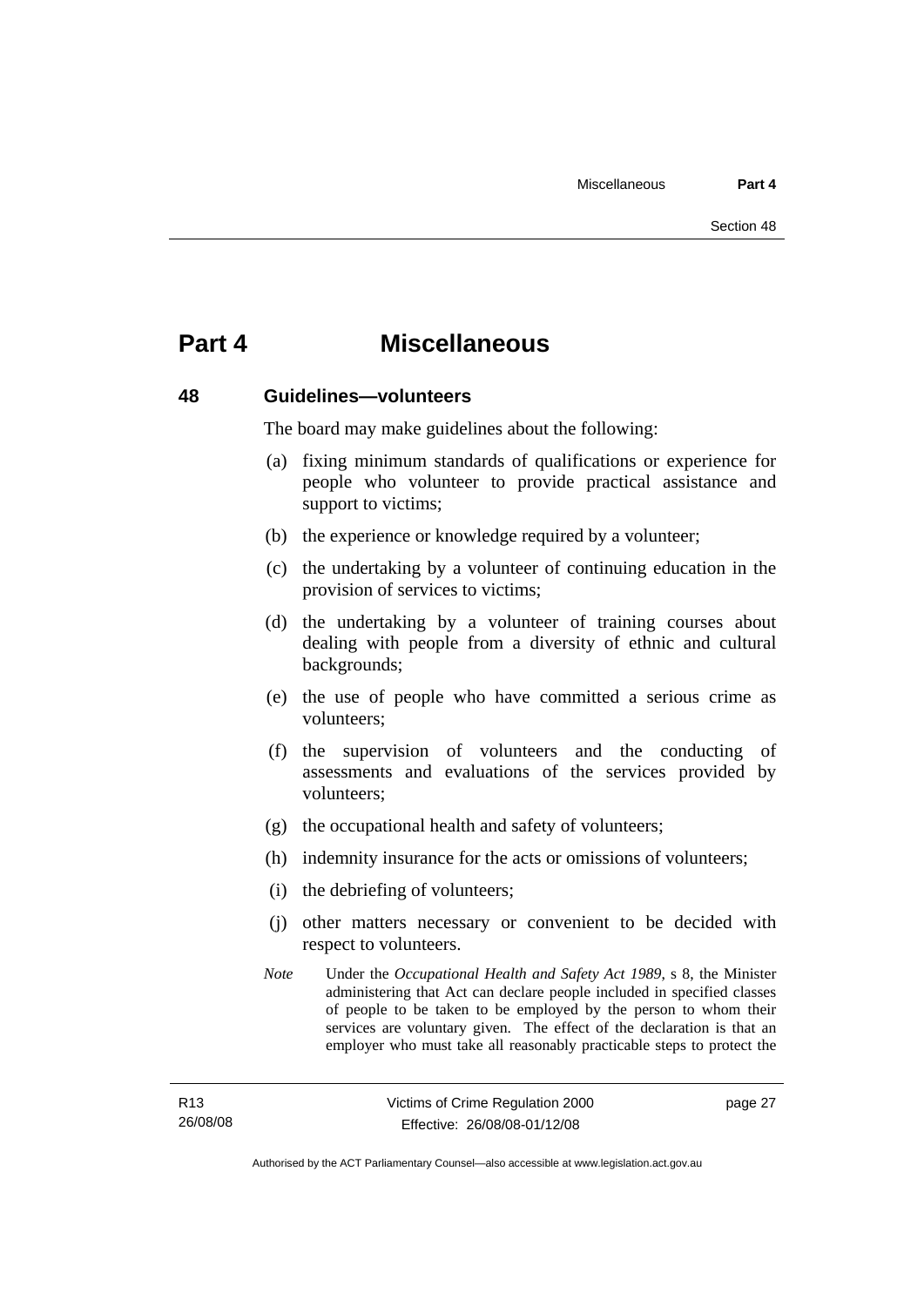# Part 4 Miscellaneous

## 48 Guidelines—volunteers

The board may make guidelines about the following:

(a) fixing minimum standards of qualifications or experience for people who volunteer to provide practical assistance and support to victims;

(b) the experience or knowledge required by a volunteer;

(c) the undertaking by a volunteer of continuing education in the provision of services to victims;

(d) the undertaking by a volunteer of training courses about dealing with people from a diversity of ethnic and cultural backgrounds;

(e) the use of people who have committed a serious crime as volunteers;

(f) the supervision of volunteers and the conducting of assessments and evaluations of the services provided by volunteers;

(g) the occupational health and safety of volunteers;

(h) indemnity insurance for the acts or omissions of volunteers;

(i) the debriefing of volunteers;

(j) other matters necessary or convenient to be decided with respect to volunteers.

*Note* Under the *Occupational Health and Safety Act 1989*, s 8, the Minister administering that Act can declare people included in specified classes of people to be taken to be employed by the person to whom their services are voluntary given. The effect of the declaration is that an employer who must take all reasonably practicable steps to protect the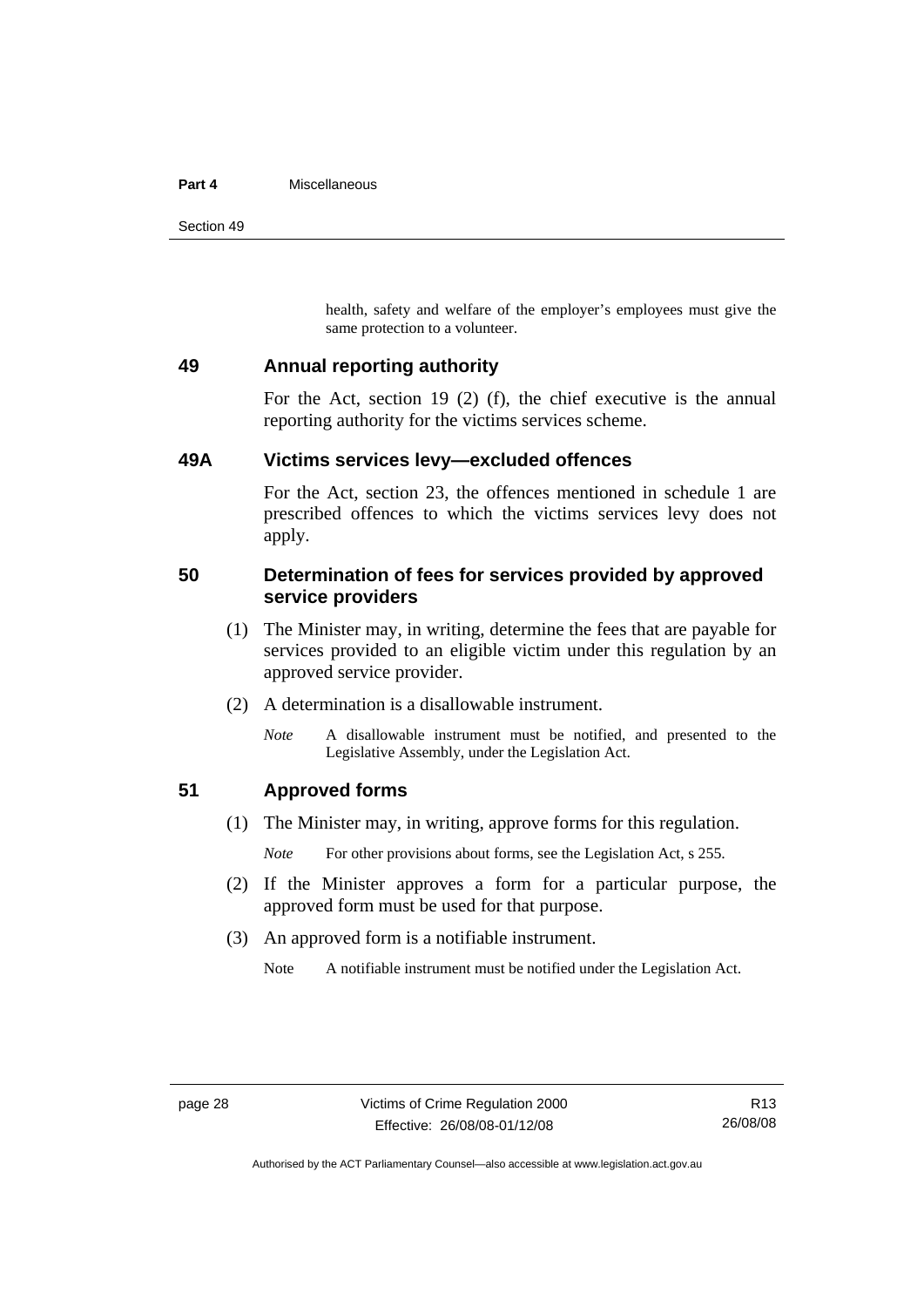health, safety and welfare of the employer's employees must give the same protection to a volunteer.

### 49 Annual reporting authority

For the Act, section 19 (2) (f), the chief executive is the annual reporting authority for the victims services scheme.

### 49A Victims services levy—excluded offences

For the Act, section 23, the offences mentioned in schedule 1 are prescribed offences to which the victims services levy does not apply.

### 50 Determination of fees for services provided by approved service providers

(1) The Minister may, in writing, determine the fees that are payable for services provided to an eligible victim under this regulation by an approved service provider.

(2) A determination is a disallowable instrument.

*Note* A disallowable instrument must be notified, and presented to the Legislative Assembly, under the Legislation Act.

### 51 Approved forms

(1) The Minister may, in writing, approve forms for this regulation.

*Note* For other provisions about forms, see the Legislation Act, s 255.

(2) If the Minister approves a form for a particular purpose, the approved form must be used for that purpose.

(3) An approved form is a notifiable instrument.

Note A notifiable instrument must be notified under the Legislation Act.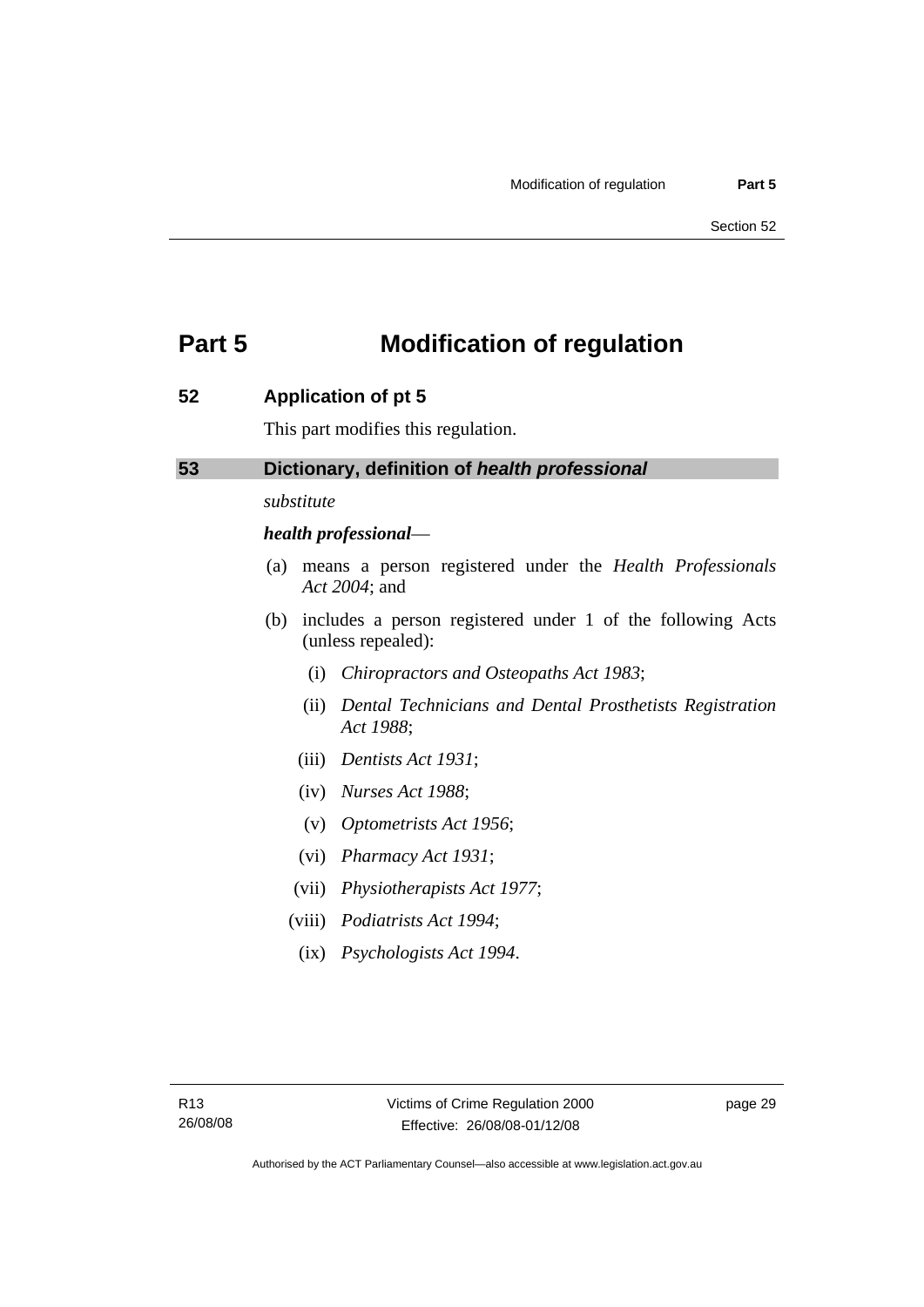# Part 5 Modification of regulation

## 52 Application of pt 5

This part modifies this regulation.

## 53 Dictionary, definition of *health professional*

*substitute*

***health professional***—

(a) means a person registered under the *Health Professionals Act 2004*; and

(b) includes a person registered under 1 of the following Acts (unless repealed):

   (i) *Chiropractors and Osteopaths Act 1983*;

   (ii) *Dental Technicians and Dental Prosthetists Registration Act 1988*;

   (iii) *Dentists Act 1931*;

   (iv) *Nurses Act 1988*;

   (v) *Optometrists Act 1956*;

   (vi) *Pharmacy Act 1931*;

   (vii) *Physiotherapists Act 1977*;

   (viii) *Podiatrists Act 1994*;

   (ix) *Psychologists Act 1994*.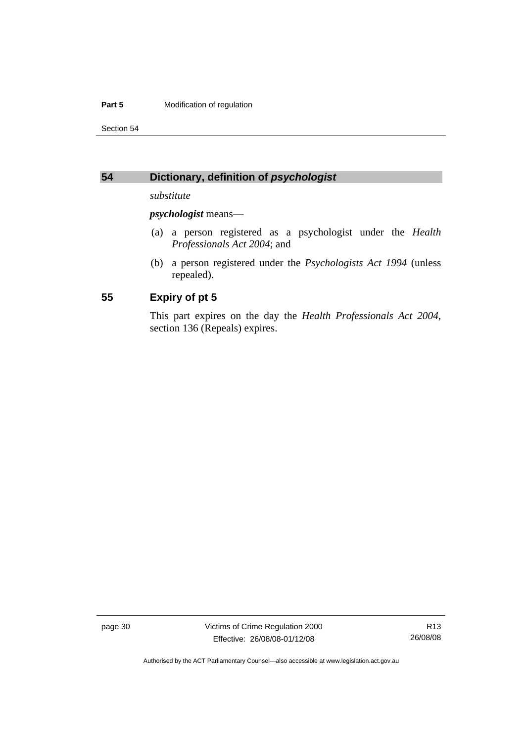### 54 Dictionary, definition of *psychologist*

*substitute*

***psychologist*** means—

(a) a person registered as a psychologist under the *Health Professionals Act 2004*; and

(b) a person registered under the *Psychologists Act 1994* (unless repealed).

### 55 Expiry of pt 5

This part expires on the day the *Health Professionals Act 2004*, section 136 (Repeals) expires.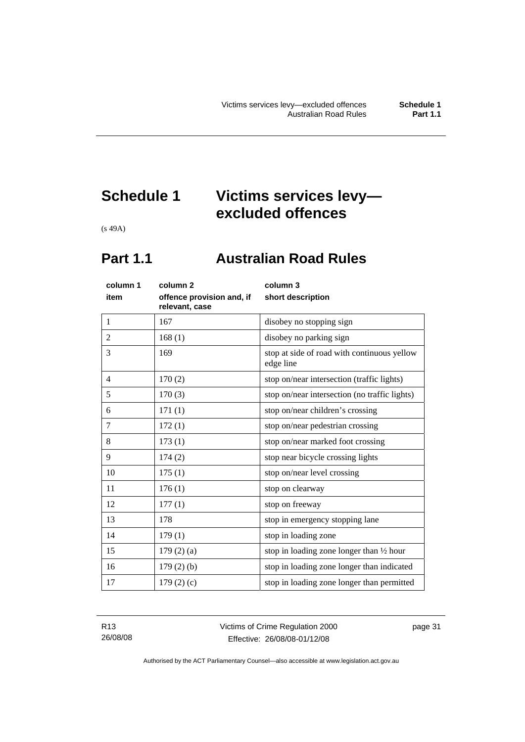# Schedule 1 Victims services levy—excluded offences

(s 49A)

## Part 1.1 Australian Road Rules

| column 1<br>item | column 2<br>offence provision and, if relevant, case | column 3<br>short description |
|---|---|---|
| 1 | 167 | disobey no stopping sign |
| 2 | 168 (1) | disobey no parking sign |
| 3 | 169 | stop at side of road with continuous yellow edge line |
| 4 | 170 (2) | stop on/near intersection (traffic lights) |
| 5 | 170 (3) | stop on/near intersection (no traffic lights) |
| 6 | 171 (1) | stop on/near children's crossing |
| 7 | 172 (1) | stop on/near pedestrian crossing |
| 8 | 173 (1) | stop on/near marked foot crossing |
| 9 | 174 (2) | stop near bicycle crossing lights |
| 10 | 175 (1) | stop on/near level crossing |
| 11 | 176 (1) | stop on clearway |
| 12 | 177 (1) | stop on freeway |
| 13 | 178 | stop in emergency stopping lane |
| 14 | 179 (1) | stop in loading zone |
| 15 | 179 (2) (a) | stop in loading zone longer than ½ hour |
| 16 | 179 (2) (b) | stop in loading zone longer than indicated |
| 17 | 179 (2) (c) | stop in loading zone longer than permitted |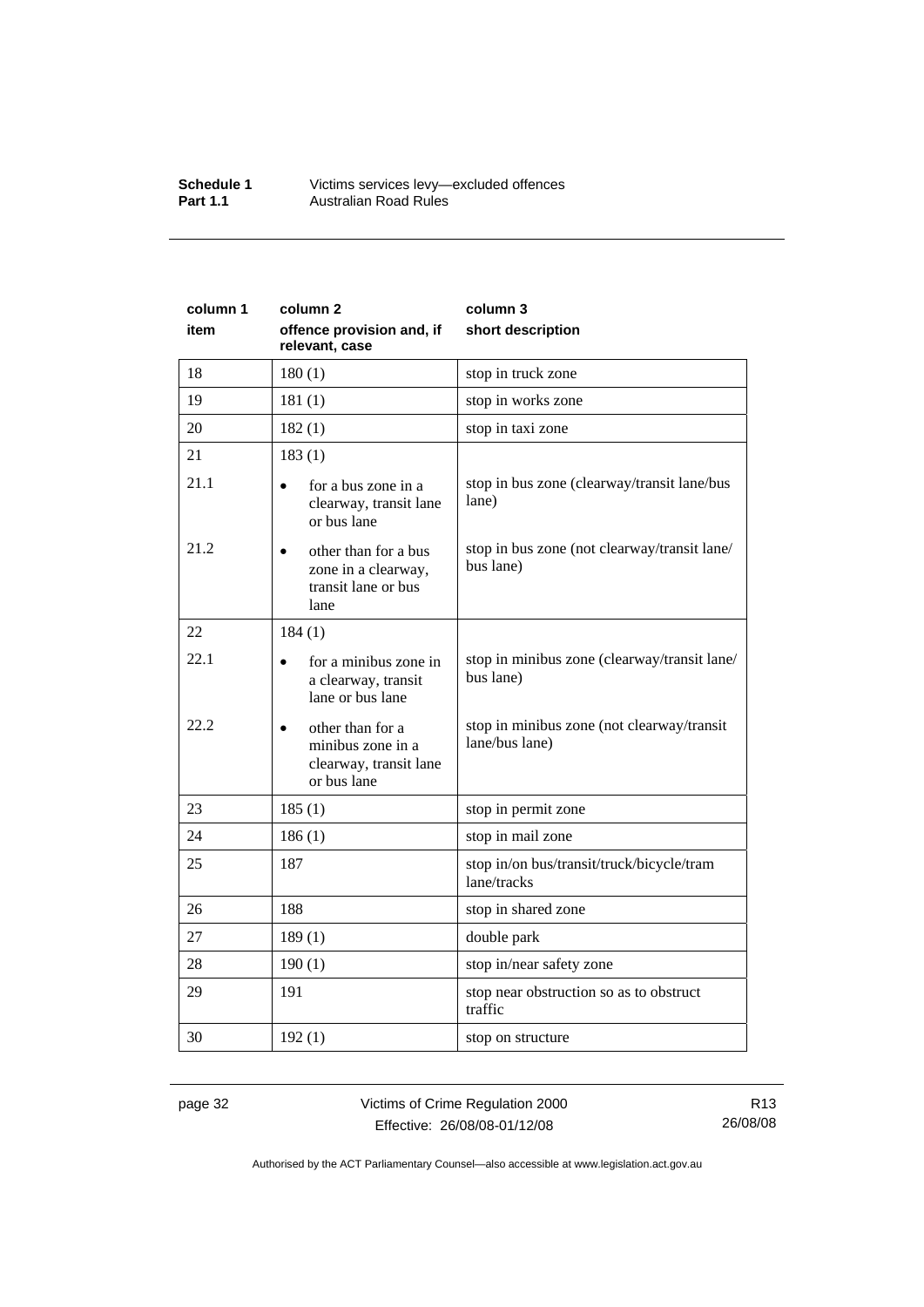| column 1 item | column 2 offence provision and, if relevant, case | column 3 short description |
|---|---|---|
| 18 | 180 (1) | stop in truck zone |
| 19 | 181 (1) | stop in works zone |
| 20 | 182 (1) | stop in taxi zone |
| 21 | 183 (1) | |
| 21.1 | • for a bus zone in a clearway, transit lane or bus lane | stop in bus zone (clearway/transit lane/bus lane) |
| 21.2 | • other than for a bus zone in a clearway, transit lane or bus lane | stop in bus zone (not clearway/transit lane/ bus lane) |
| 22 | 184 (1) | |
| 22.1 | • for a minibus zone in a clearway, transit lane or bus lane | stop in minibus zone (clearway/transit lane/ bus lane) |
| 22.2 | • other than for a minibus zone in a clearway, transit lane or bus lane | stop in minibus zone (not clearway/transit lane/bus lane) |
| 23 | 185 (1) | stop in permit zone |
| 24 | 186 (1) | stop in mail zone |
| 25 | 187 | stop in/on bus/transit/truck/bicycle/tram lane/tracks |
| 26 | 188 | stop in shared zone |
| 27 | 189 (1) | double park |
| 28 | 190 (1) | stop in/near safety zone |
| 29 | 191 | stop near obstruction so as to obstruct traffic |
| 30 | 192 (1) | stop on structure |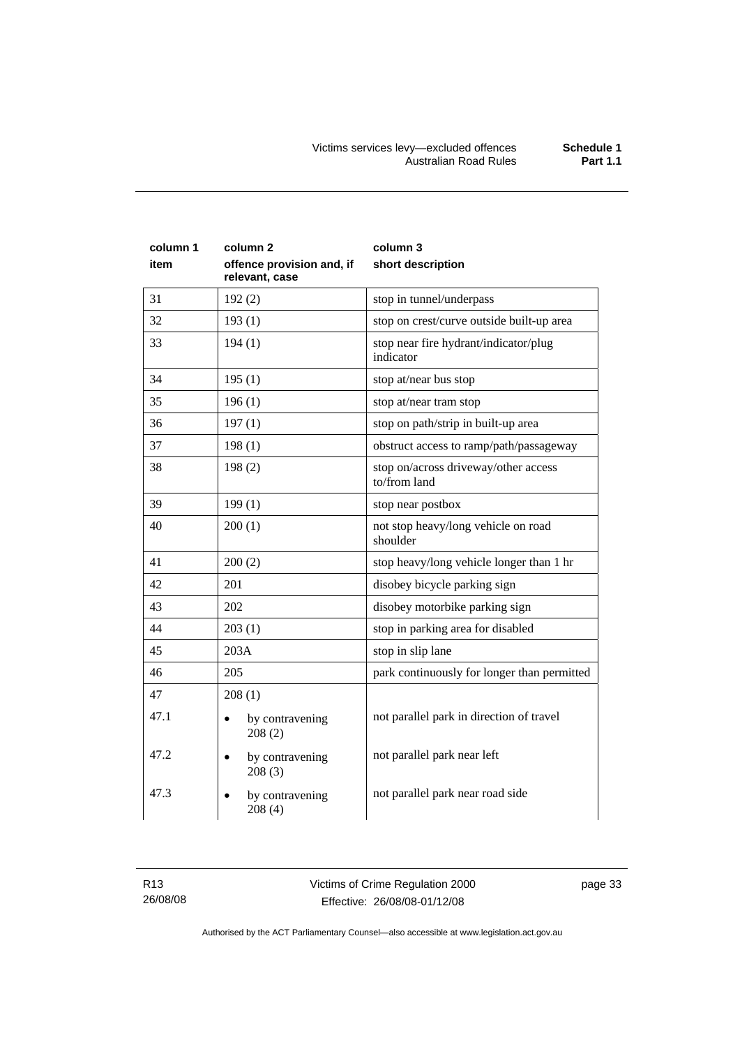| column 1<br>item | column 2<br>offence provision and, if relevant, case | column 3<br>short description |
|---|---|---|
| 31 | 192 (2) | stop in tunnel/underpass |
| 32 | 193 (1) | stop on crest/curve outside built-up area |
| 33 | 194 (1) | stop near fire hydrant/indicator/plug indicator |
| 34 | 195 (1) | stop at/near bus stop |
| 35 | 196 (1) | stop at/near tram stop |
| 36 | 197 (1) | stop on path/strip in built-up area |
| 37 | 198 (1) | obstruct access to ramp/path/passageway |
| 38 | 198 (2) | stop on/across driveway/other access to/from land |
| 39 | 199 (1) | stop near postbox |
| 40 | 200 (1) | not stop heavy/long vehicle on road shoulder |
| 41 | 200 (2) | stop heavy/long vehicle longer than 1 hr |
| 42 | 201 | disobey bicycle parking sign |
| 43 | 202 | disobey motorbike parking sign |
| 44 | 203 (1) | stop in parking area for disabled |
| 45 | 203A | stop in slip lane |
| 46 | 205 | park continuously for longer than permitted |
| 47 | 208 (1) | |
| 47.1 | • by contravening 208 (2) | not parallel park in direction of travel |
| 47.2 | • by contravening 208 (3) | not parallel park near left |
| 47.3 | • by contravening 208 (4) | not parallel park near road side |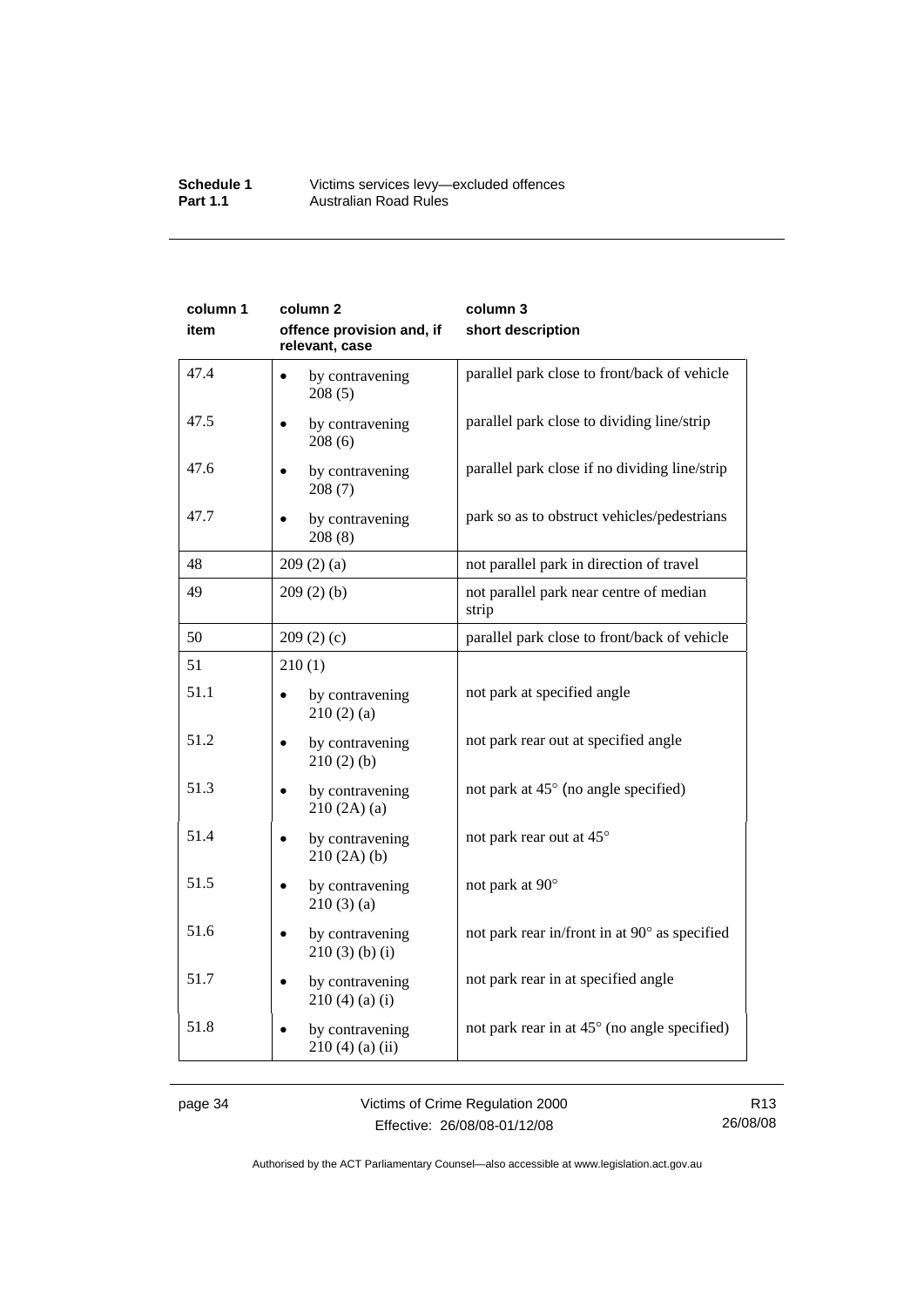| column 1 item | column 2 offence provision and, if relevant, case | column 3 short description |
|---|---|---|
| 47.4 | • by contravening 208 (5) | parallel park close to front/back of vehicle |
| 47.5 | • by contravening 208 (6) | parallel park close to dividing line/strip |
| 47.6 | • by contravening 208 (7) | parallel park close if no dividing line/strip |
| 47.7 | • by contravening 208 (8) | park so as to obstruct vehicles/pedestrians |
| 48 | 209 (2) (a) | not parallel park in direction of travel |
| 49 | 209 (2) (b) | not parallel park near centre of median strip |
| 50 | 209 (2) (c) | parallel park close to front/back of vehicle |
| 51 | 210 (1) | |
| 51.1 | • by contravening 210 (2) (a) | not park at specified angle |
| 51.2 | • by contravening 210 (2) (b) | not park rear out at specified angle |
| 51.3 | • by contravening 210 (2A) (a) | not park at 45° (no angle specified) |
| 51.4 | • by contravening 210 (2A) (b) | not park rear out at 45° |
| 51.5 | • by contravening 210 (3) (a) | not park at 90° |
| 51.6 | • by contravening 210 (3) (b) (i) | not park rear in/front in at 90° as specified |
| 51.7 | • by contravening 210 (4) (a) (i) | not park rear in at specified angle |
| 51.8 | • by contravening 210 (4) (a) (ii) | not park rear in at 45° (no angle specified) |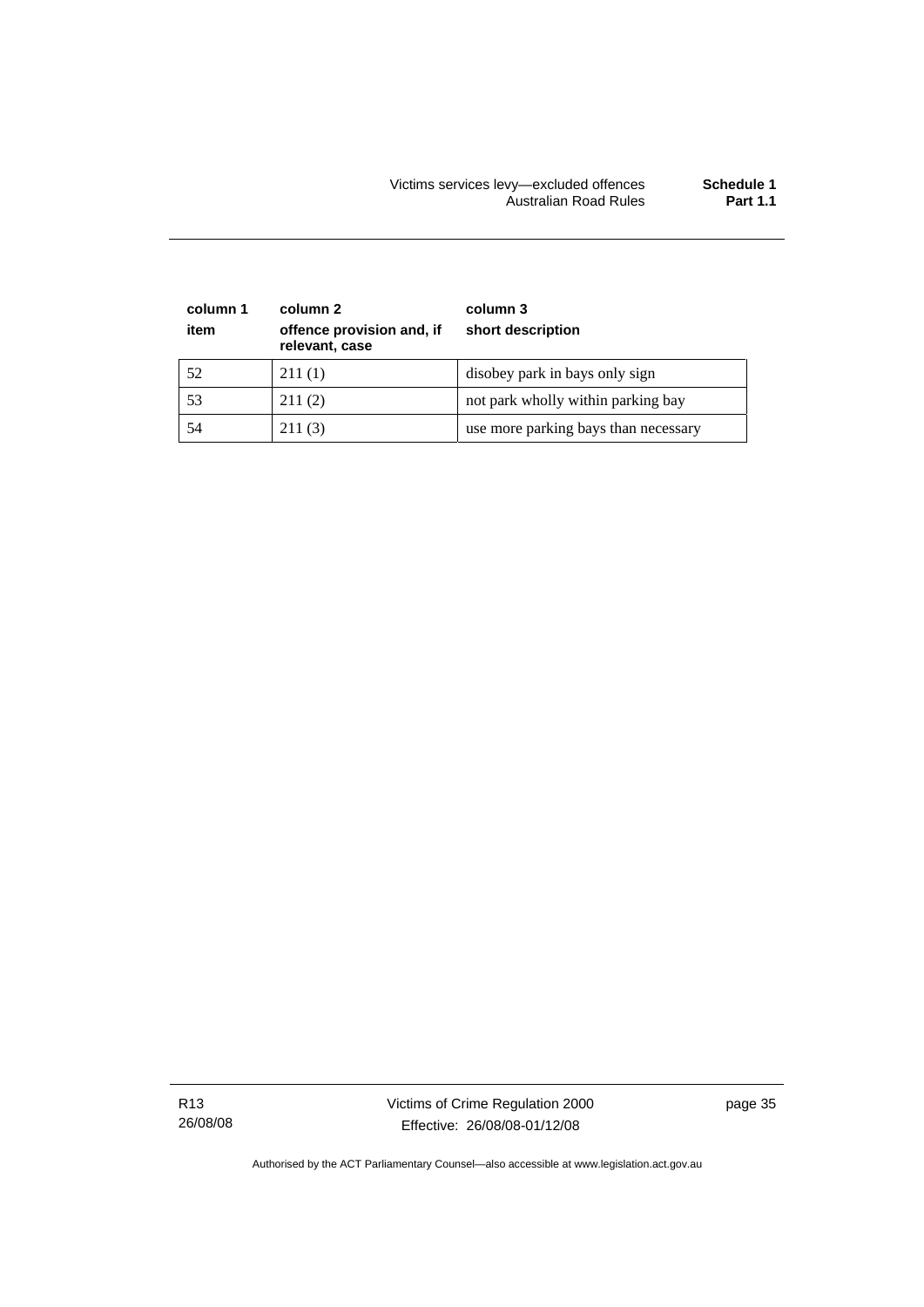| column 1<br>item | column 2<br>offence provision and, if relevant, case | column 3<br>short description |
|---|---|---|
| 52 | 211 (1) | disobey park in bays only sign |
| 53 | 211 (2) | not park wholly within parking bay |
| 54 | 211 (3) | use more parking bays than necessary |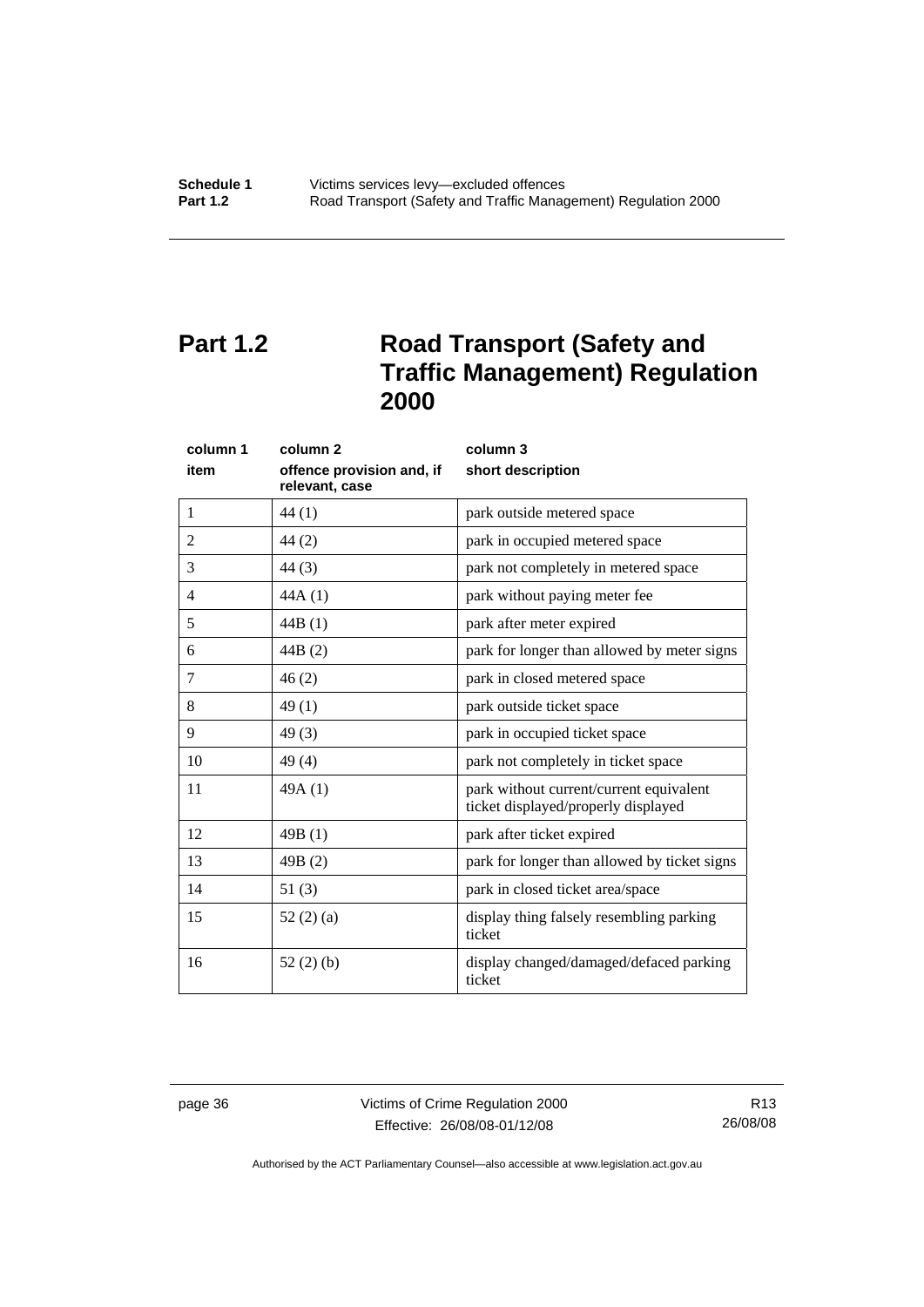# Part 1.2 Road Transport (Safety and Traffic Management) Regulation 2000

| column 1<br>item | column 2<br>offence provision and, if relevant, case | column 3<br>short description |
|---|---|---|
| 1 | 44 (1) | park outside metered space |
| 2 | 44 (2) | park in occupied metered space |
| 3 | 44 (3) | park not completely in metered space |
| 4 | 44A (1) | park without paying meter fee |
| 5 | 44B (1) | park after meter expired |
| 6 | 44B (2) | park for longer than allowed by meter signs |
| 7 | 46 (2) | park in closed metered space |
| 8 | 49 (1) | park outside ticket space |
| 9 | 49 (3) | park in occupied ticket space |
| 10 | 49 (4) | park not completely in ticket space |
| 11 | 49A (1) | park without current/current equivalent ticket displayed/properly displayed |
| 12 | 49B (1) | park after ticket expired |
| 13 | 49B (2) | park for longer than allowed by ticket signs |
| 14 | 51 (3) | park in closed ticket area/space |
| 15 | 52 (2) (a) | display thing falsely resembling parking ticket |
| 16 | 52 (2) (b) | display changed/damaged/defaced parking ticket |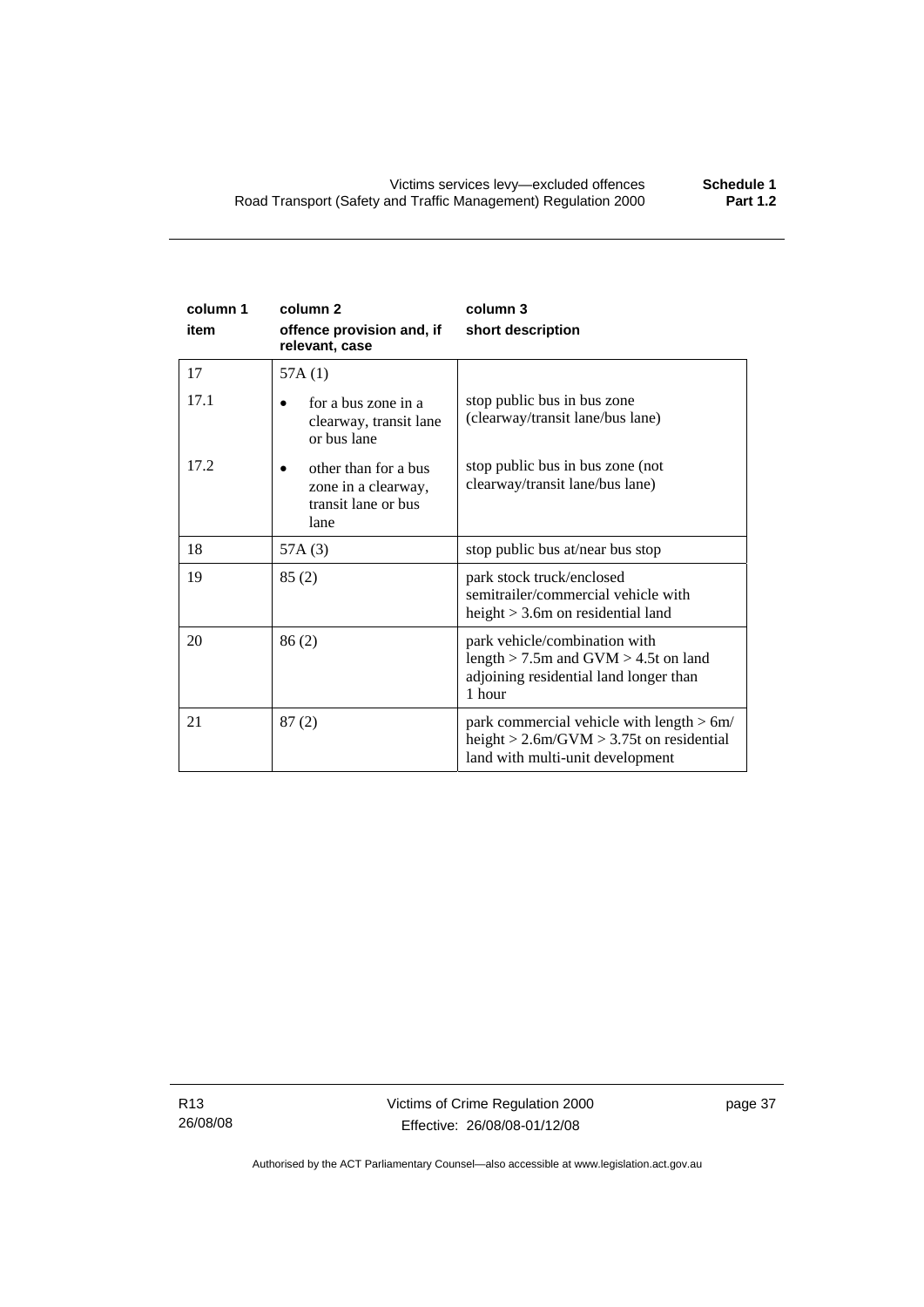| column 1 item | column 2 offence provision and, if relevant, case | column 3 short description |
|---|---|---|
| 17 | 57A (1) | |
| 17.1 | • for a bus zone in a clearway, transit lane or bus lane | stop public bus in bus zone (clearway/transit lane/bus lane) |
| 17.2 | • other than for a bus zone in a clearway, transit lane or bus lane | stop public bus in bus zone (not clearway/transit lane/bus lane) |
| 18 | 57A (3) | stop public bus at/near bus stop |
| 19 | 85 (2) | park stock truck/enclosed semitrailer/commercial vehicle with height > 3.6m on residential land |
| 20 | 86 (2) | park vehicle/combination with length > 7.5m and GVM > 4.5t on land adjoining residential land longer than 1 hour |
| 21 | 87 (2) | park commercial vehicle with length > 6m/ height > 2.6m/GVM > 3.75t on residential land with multi-unit development |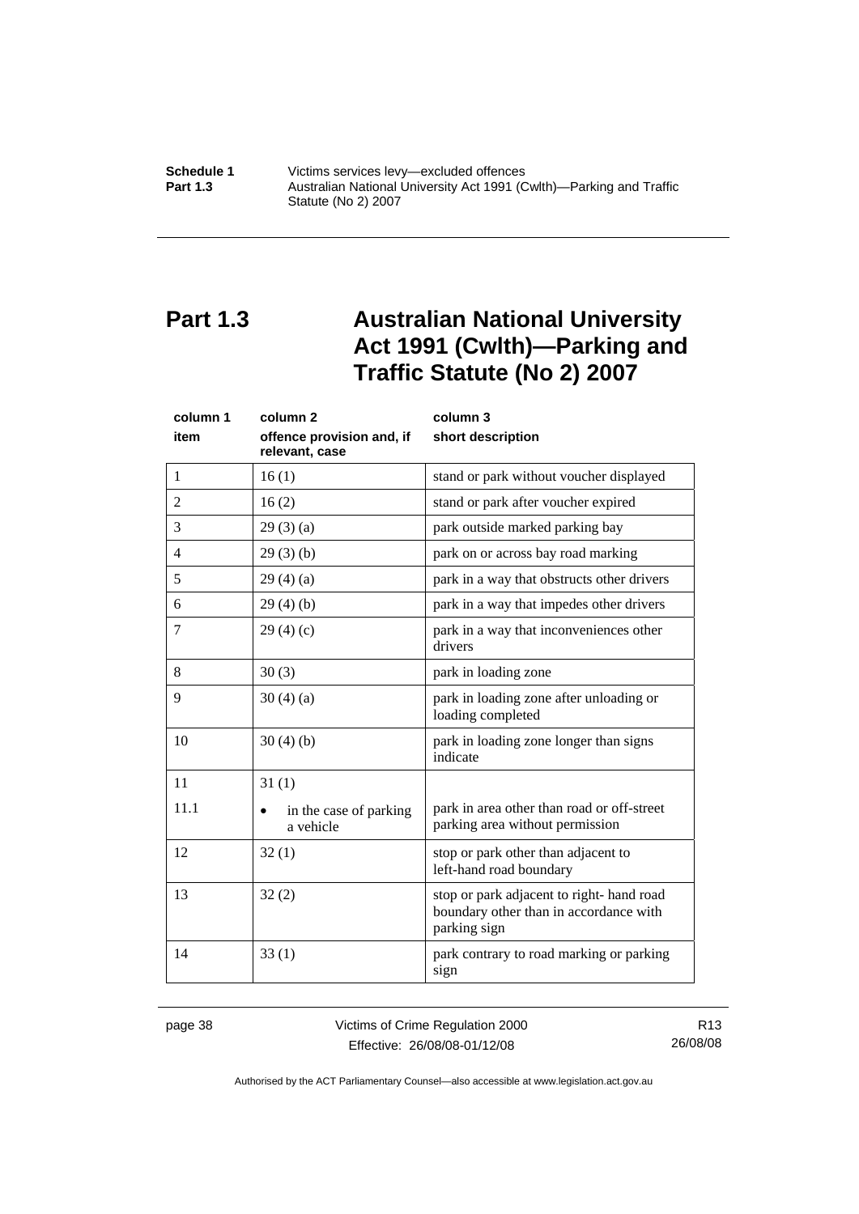# Part 1.3 Australian National University Act 1991 (Cwlth)—Parking and Traffic Statute (No 2) 2007

| column 1<br>item | column 2<br>offence provision and, if relevant, case | column 3<br>short description |
|---|---|---|
| 1 | 16 (1) | stand or park without voucher displayed |
| 2 | 16 (2) | stand or park after voucher expired |
| 3 | 29 (3) (a) | park outside marked parking bay |
| 4 | 29 (3) (b) | park on or across bay road marking |
| 5 | 29 (4) (a) | park in a way that obstructs other drivers |
| 6 | 29 (4) (b) | park in a way that impedes other drivers |
| 7 | 29 (4) (c) | park in a way that inconveniences other drivers |
| 8 | 30 (3) | park in loading zone |
| 9 | 30 (4) (a) | park in loading zone after unloading or loading completed |
| 10 | 30 (4) (b) | park in loading zone longer than signs indicate |
| 11 | 31 (1) | |
| 11.1 | • in the case of parking a vehicle | park in area other than road or off-street parking area without permission |
| 12 | 32 (1) | stop or park other than adjacent to left-hand road boundary |
| 13 | 32 (2) | stop or park adjacent to right- hand road boundary other than in accordance with parking sign |
| 14 | 33 (1) | park contrary to road marking or parking sign |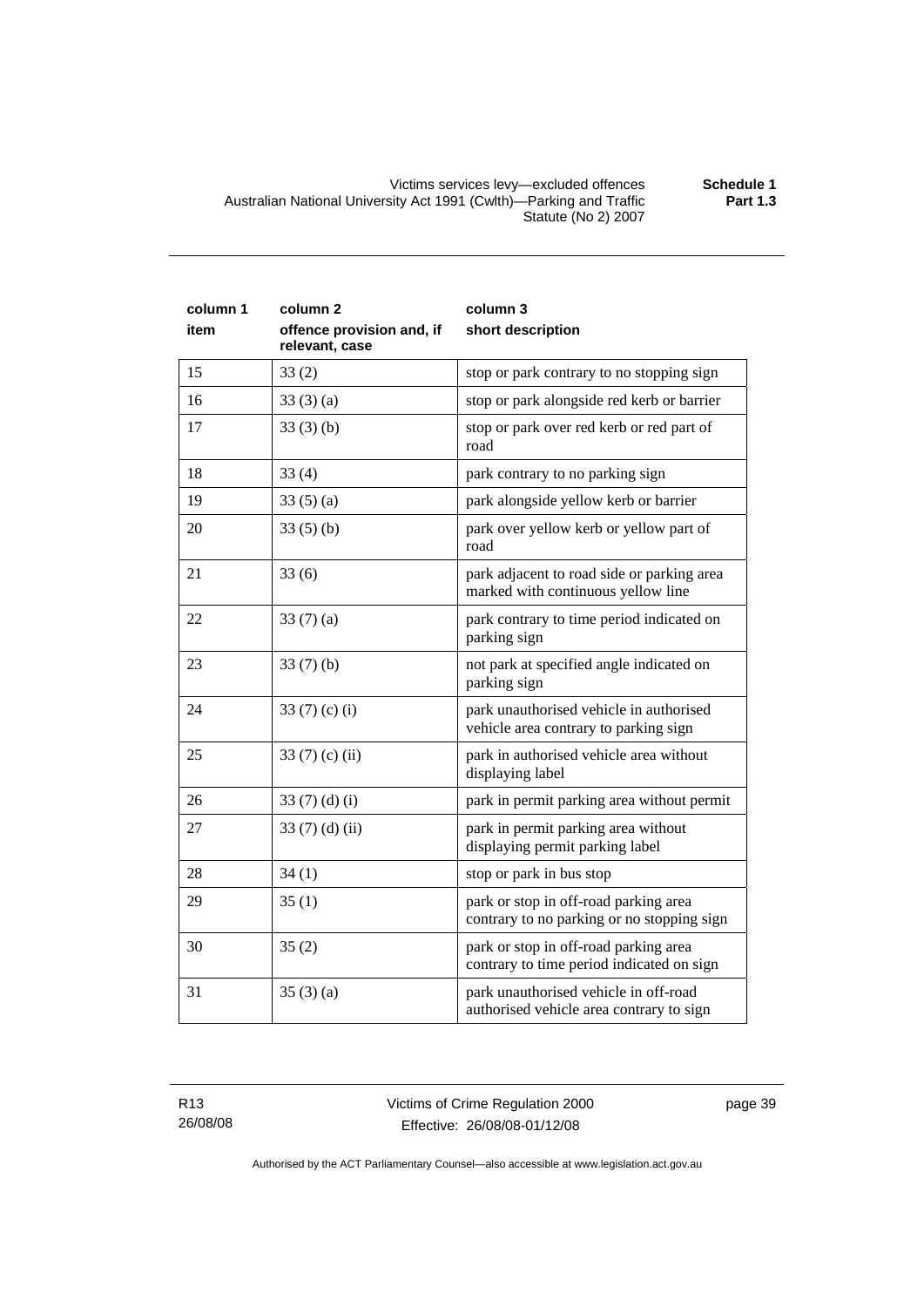| column 1<br>item | column 2<br>offence provision and, if relevant, case | column 3<br>short description |
|---|---|---|
| 15 | 33 (2) | stop or park contrary to no stopping sign |
| 16 | 33 (3) (a) | stop or park alongside red kerb or barrier |
| 17 | 33 (3) (b) | stop or park over red kerb or red part of road |
| 18 | 33 (4) | park contrary to no parking sign |
| 19 | 33 (5) (a) | park alongside yellow kerb or barrier |
| 20 | 33 (5) (b) | park over yellow kerb or yellow part of road |
| 21 | 33 (6) | park adjacent to road side or parking area marked with continuous yellow line |
| 22 | 33 (7) (a) | park contrary to time period indicated on parking sign |
| 23 | 33 (7) (b) | not park at specified angle indicated on parking sign |
| 24 | 33 (7) (c) (i) | park unauthorised vehicle in authorised vehicle area contrary to parking sign |
| 25 | 33 (7) (c) (ii) | park in authorised vehicle area without displaying label |
| 26 | 33 (7) (d) (i) | park in permit parking area without permit |
| 27 | 33 (7) (d) (ii) | park in permit parking area without displaying permit parking label |
| 28 | 34 (1) | stop or park in bus stop |
| 29 | 35 (1) | park or stop in off-road parking area contrary to no parking or no stopping sign |
| 30 | 35 (2) | park or stop in off-road parking area contrary to time period indicated on sign |
| 31 | 35 (3) (a) | park unauthorised vehicle in off-road authorised vehicle area contrary to sign |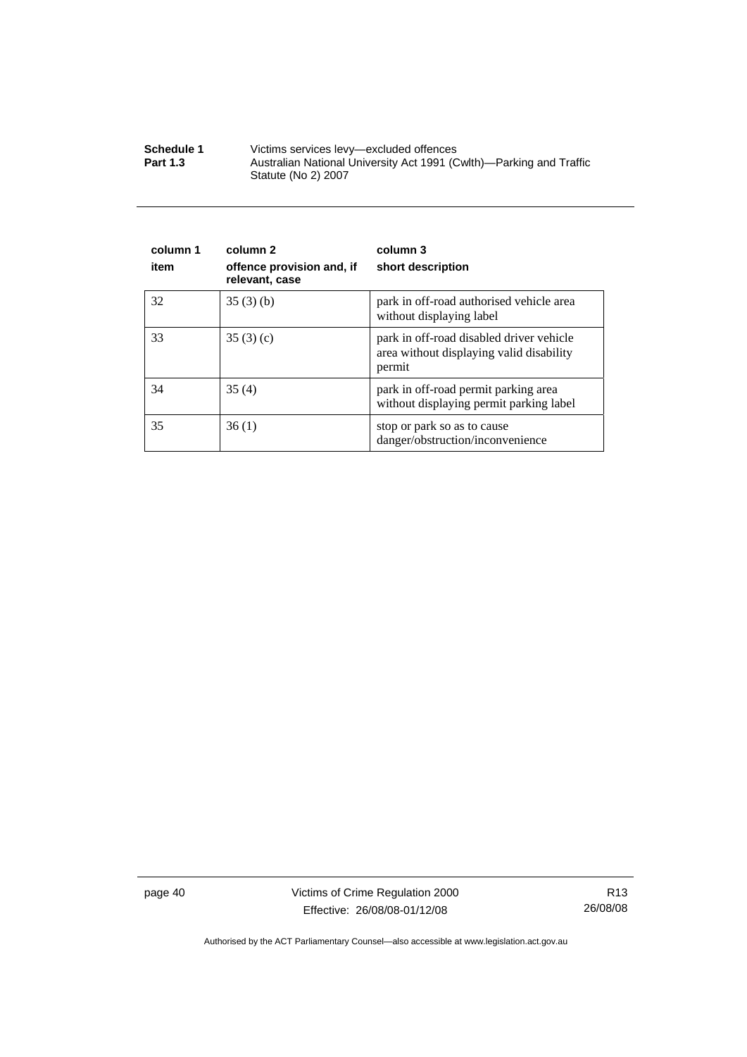| column 1 item | column 2 offence provision and, if relevant, case | column 3 short description |
|---|---|---|
| 32 | 35 (3) (b) | park in off-road authorised vehicle area without displaying label |
| 33 | 35 (3) (c) | park in off-road disabled driver vehicle area without displaying valid disability permit |
| 34 | 35 (4) | park in off-road permit parking area without displaying permit parking label |
| 35 | 36 (1) | stop or park so as to cause danger/obstruction/inconvenience |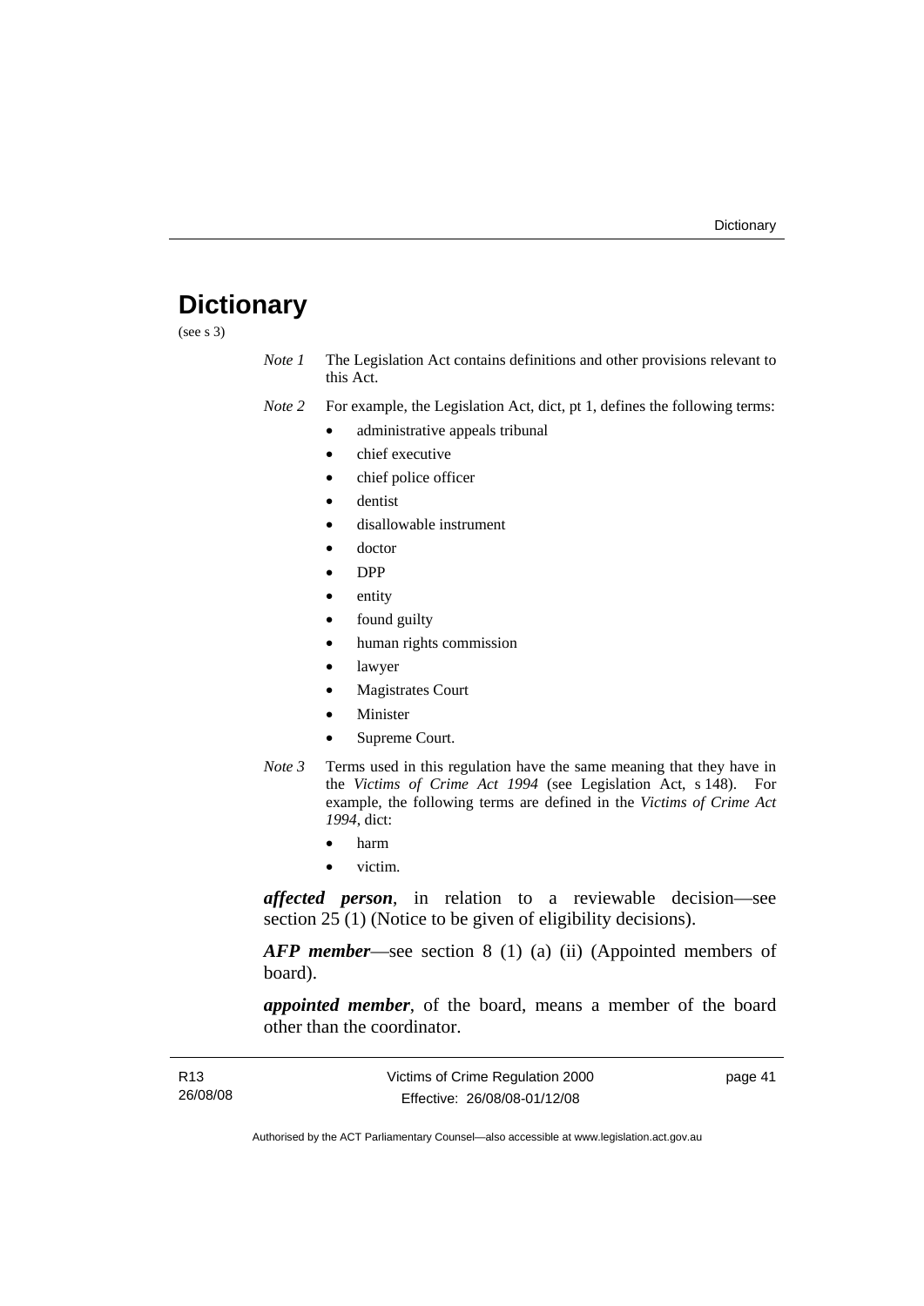# Dictionary

(see s 3)

*Note 1* The Legislation Act contains definitions and other provisions relevant to this Act.

*Note 2* For example, the Legislation Act, dict, pt 1, defines the following terms:

- administrative appeals tribunal
- chief executive
- chief police officer
- dentist
- disallowable instrument
- doctor
- DPP
- entity
- found guilty
- human rights commission
- lawyer
- Magistrates Court
- Minister
- Supreme Court.

*Note 3* Terms used in this regulation have the same meaning that they have in the *Victims of Crime Act 1994* (see Legislation Act, s 148). For example, the following terms are defined in the *Victims of Crime Act 1994*, dict:

- harm
- victim.

***affected person***, in relation to a reviewable decision—see section 25 (1) (Notice to be given of eligibility decisions).

***AFP member***—see section 8 (1) (a) (ii) (Appointed members of board).

***appointed member***, of the board, means a member of the board other than the coordinator.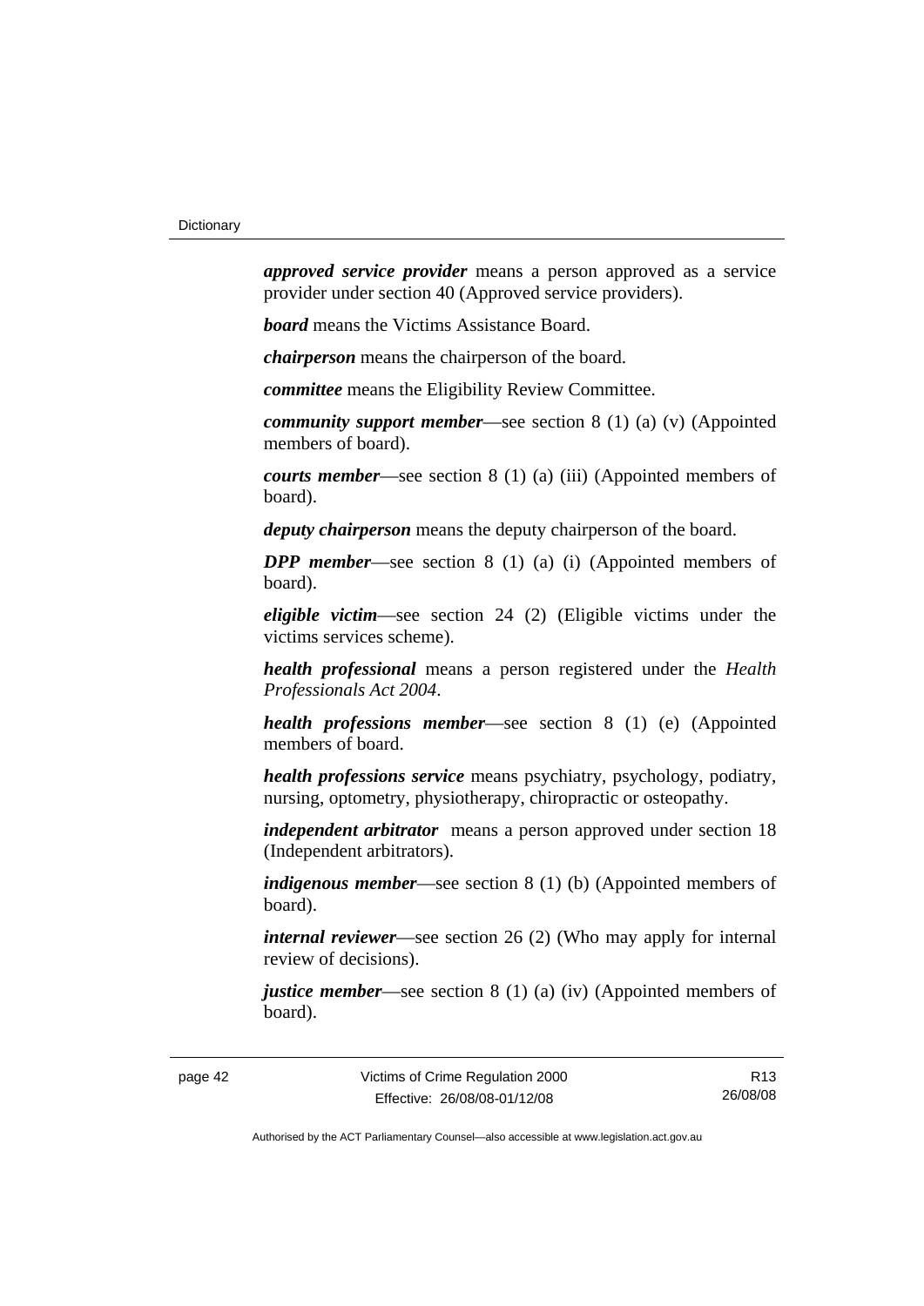***approved service provider*** means a person approved as a service provider under section 40 (Approved service providers).

***board*** means the Victims Assistance Board.

***chairperson*** means the chairperson of the board.

***committee*** means the Eligibility Review Committee.

***community support member***—see section 8 (1) (a) (v) (Appointed members of board).

***courts member***—see section 8 (1) (a) (iii) (Appointed members of board).

***deputy chairperson*** means the deputy chairperson of the board.

***DPP member***—see section 8 (1) (a) (i) (Appointed members of board).

***eligible victim***—see section 24 (2) (Eligible victims under the victims services scheme).

***health professional*** means a person registered under the *Health Professionals Act 2004*.

***health professions member***—see section 8 (1) (e) (Appointed members of board.

***health professions service*** means psychiatry, psychology, podiatry, nursing, optometry, physiotherapy, chiropractic or osteopathy.

***independent arbitrator*** means a person approved under section 18 (Independent arbitrators).

***indigenous member***—see section 8 (1) (b) (Appointed members of board).

***internal reviewer***—see section 26 (2) (Who may apply for internal review of decisions).

***justice member***—see section 8 (1) (a) (iv) (Appointed members of board).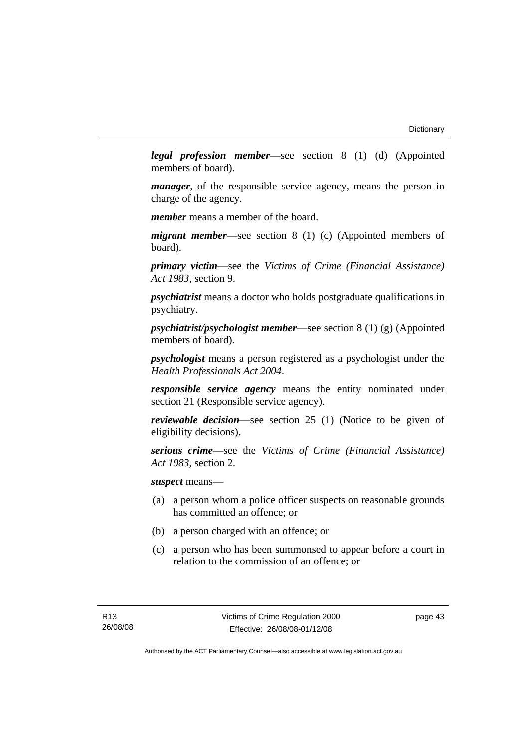***legal profession member***—see section 8 (1) (d) (Appointed members of board).

***manager***, of the responsible service agency, means the person in charge of the agency.

***member*** means a member of the board.

***migrant member***—see section 8 (1) (c) (Appointed members of board).

***primary victim***—see the *Victims of Crime (Financial Assistance) Act 1983*, section 9.

***psychiatrist*** means a doctor who holds postgraduate qualifications in psychiatry.

***psychiatrist/psychologist member***—see section 8 (1) (g) (Appointed members of board).

***psychologist*** means a person registered as a psychologist under the *Health Professionals Act 2004*.

***responsible service agency*** means the entity nominated under section 21 (Responsible service agency).

***reviewable decision***—see section 25 (1) (Notice to be given of eligibility decisions).

***serious crime***—see the *Victims of Crime (Financial Assistance) Act 1983*, section 2.

***suspect*** means—

(a) a person whom a police officer suspects on reasonable grounds has committed an offence; or

(b) a person charged with an offence; or

(c) a person who has been summonsed to appear before a court in relation to the commission of an offence; or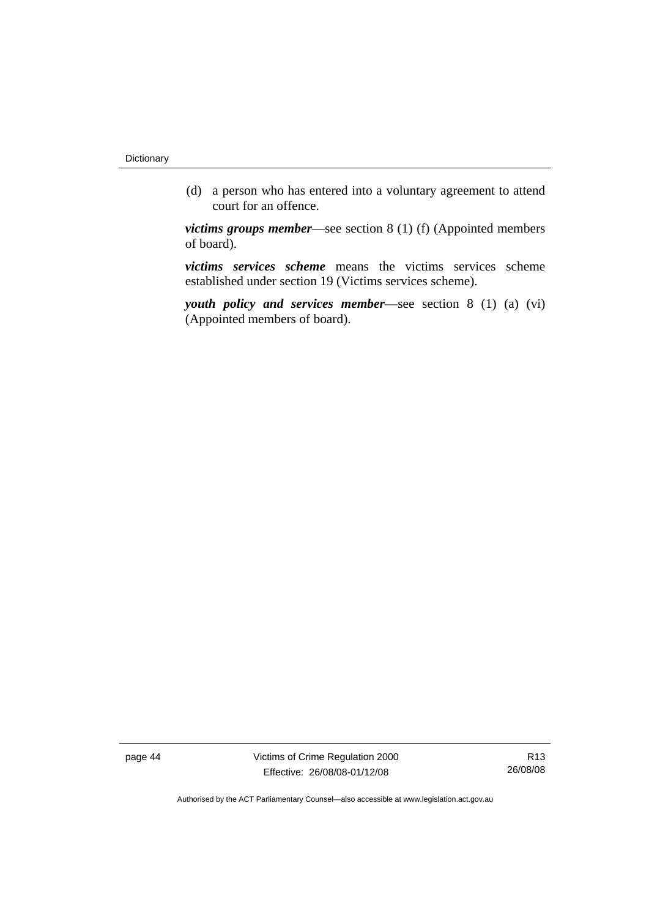(d) a person who has entered into a voluntary agreement to attend court for an offence.

***victims groups member***—see section 8 (1) (f) (Appointed members of board).

***victims services scheme*** means the victims services scheme established under section 19 (Victims services scheme).

***youth policy and services member***—see section 8 (1) (a) (vi) (Appointed members of board).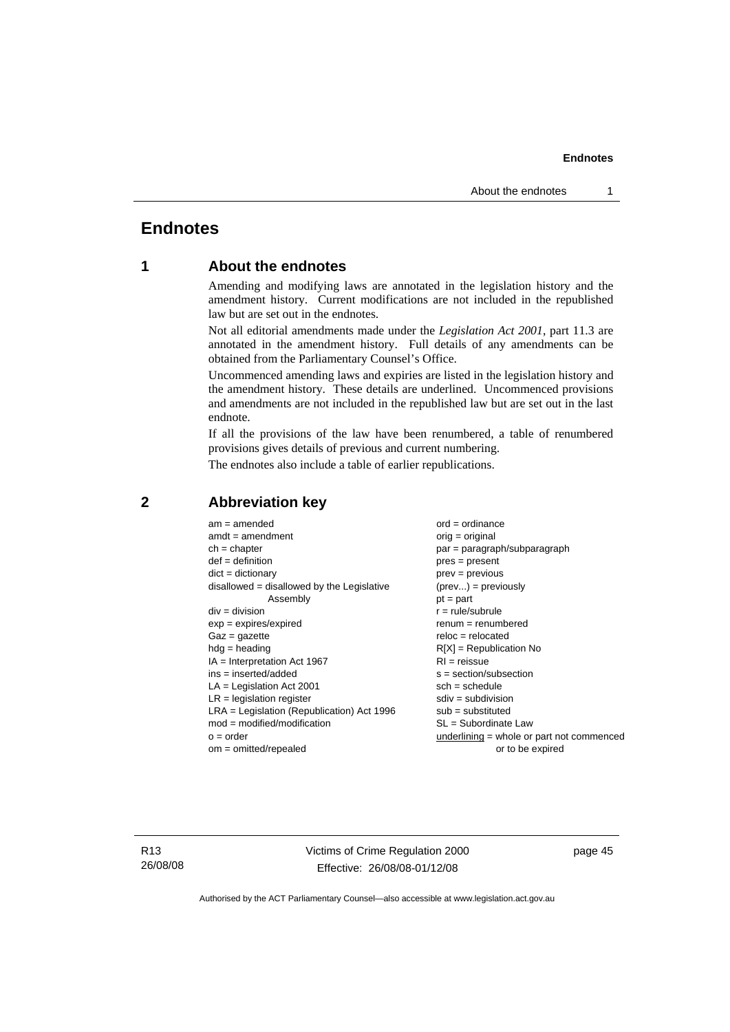# Endnotes

## 1 About the endnotes

Amending and modifying laws are annotated in the legislation history and the amendment history. Current modifications are not included in the republished law but are set out in the endnotes.

Not all editorial amendments made under the *Legislation Act 2001*, part 11.3 are annotated in the amendment history. Full details of any amendments can be obtained from the Parliamentary Counsel's Office.

Uncommenced amending laws and expiries are listed in the legislation history and the amendment history. These details are underlined. Uncommenced provisions and amendments are not included in the republished law but are set out in the last endnote.

If all the provisions of the law have been renumbered, a table of renumbered provisions gives details of previous and current numbering.

The endnotes also include a table of earlier republications.

## 2 Abbreviation key

am = amended
amdt = amendment
ch = chapter
def = definition
dict = dictionary
disallowed = disallowed by the Legislative Assembly
div = division
exp = expires/expired
Gaz = gazette
hdg = heading
IA = Interpretation Act 1967
ins = inserted/added
LA = Legislation Act 2001
LR = legislation register
LRA = Legislation (Republication) Act 1996
mod = modified/modification
o = order
om = omitted/repealed
ord = ordinance
orig = original
par = paragraph/subparagraph
pres = present
prev = previous
(prev...) = previously
pt = part
r = rule/subrule
renum = renumbered
reloc = relocated
R[X] = Republication No
RI = reissue
s = section/subsection
sch = schedule
sdiv = subdivision
sub = substituted
SL = Subordinate Law
<u>underlining</u> = whole or part not commenced or to be expired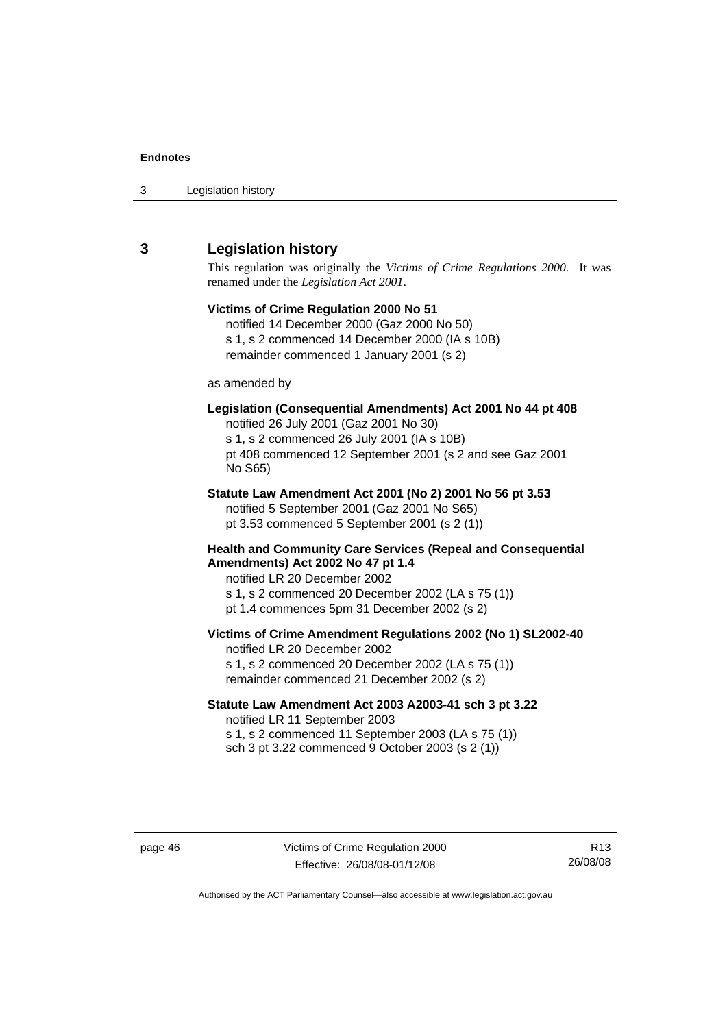## 3 Legislation history

This regulation was originally the *Victims of Crime Regulations 2000*. It was renamed under the *Legislation Act 2001*.

**Victims of Crime Regulation 2000 No 51**
notified 14 December 2000 (Gaz 2000 No 50)
s 1, s 2 commenced 14 December 2000 (IA s 10B)
remainder commenced 1 January 2001 (s 2)

as amended by

**Legislation (Consequential Amendments) Act 2001 No 44 pt 408**
notified 26 July 2001 (Gaz 2001 No 30)
s 1, s 2 commenced 26 July 2001 (IA s 10B)
pt 408 commenced 12 September 2001 (s 2 and see Gaz 2001 No S65)

**Statute Law Amendment Act 2001 (No 2) 2001 No 56 pt 3.53**
notified 5 September 2001 (Gaz 2001 No S65)
pt 3.53 commenced 5 September 2001 (s 2 (1))

**Health and Community Care Services (Repeal and Consequential Amendments) Act 2002 No 47 pt 1.4**
notified LR 20 December 2002
s 1, s 2 commenced 20 December 2002 (LA s 75 (1))
pt 1.4 commences 5pm 31 December 2002 (s 2)

**Victims of Crime Amendment Regulations 2002 (No 1) SL2002-40**
notified LR 20 December 2002
s 1, s 2 commenced 20 December 2002 (LA s 75 (1))
remainder commenced 21 December 2002 (s 2)

**Statute Law Amendment Act 2003 A2003-41 sch 3 pt 3.22**
notified LR 11 September 2003
s 1, s 2 commenced 11 September 2003 (LA s 75 (1))
sch 3 pt 3.22 commenced 9 October 2003 (s 2 (1))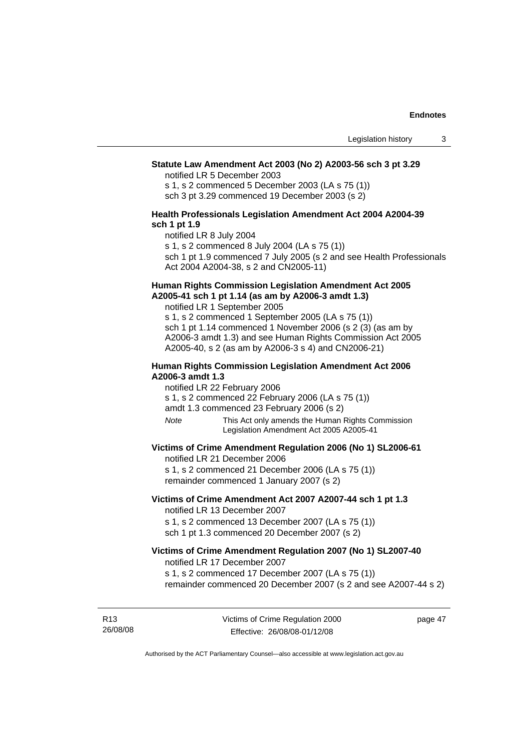**Statute Law Amendment Act 2003 (No 2) A2003-56 sch 3 pt 3.29**

notified LR 5 December 2003

s 1, s 2 commenced 5 December 2003 (LA s 75 (1))

sch 3 pt 3.29 commenced 19 December 2003 (s 2)

**Health Professionals Legislation Amendment Act 2004 A2004-39 sch 1 pt 1.9**

notified LR 8 July 2004

s 1, s 2 commenced 8 July 2004 (LA s 75 (1))

sch 1 pt 1.9 commenced 7 July 2005 (s 2 and see Health Professionals Act 2004 A2004-38, s 2 and CN2005-11)

**Human Rights Commission Legislation Amendment Act 2005 A2005-41 sch 1 pt 1.14 (as am by A2006-3 amdt 1.3)**

notified LR 1 September 2005

s 1, s 2 commenced 1 September 2005 (LA s 75 (1))

sch 1 pt 1.14 commenced 1 November 2006 (s 2 (3) (as am by A2006-3 amdt 1.3) and see Human Rights Commission Act 2005 A2005-40, s 2 (as am by A2006-3 s 4) and CN2006-21)

**Human Rights Commission Legislation Amendment Act 2006 A2006-3 amdt 1.3**

notified LR 22 February 2006

s 1, s 2 commenced 22 February 2006 (LA s 75 (1))

amdt 1.3 commenced 23 February 2006 (s 2)

*Note* This Act only amends the Human Rights Commission Legislation Amendment Act 2005 A2005-41

**Victims of Crime Amendment Regulation 2006 (No 1) SL2006-61**

notified LR 21 December 2006

s 1, s 2 commenced 21 December 2006 (LA s 75 (1))

remainder commenced 1 January 2007 (s 2)

**Victims of Crime Amendment Act 2007 A2007-44 sch 1 pt 1.3**

notified LR 13 December 2007

s 1, s 2 commenced 13 December 2007 (LA s 75 (1))

sch 1 pt 1.3 commenced 20 December 2007 (s 2)

**Victims of Crime Amendment Regulation 2007 (No 1) SL2007-40**

notified LR 17 December 2007

s 1, s 2 commenced 17 December 2007 (LA s 75 (1))

remainder commenced 20 December 2007 (s 2 and see A2007-44 s 2)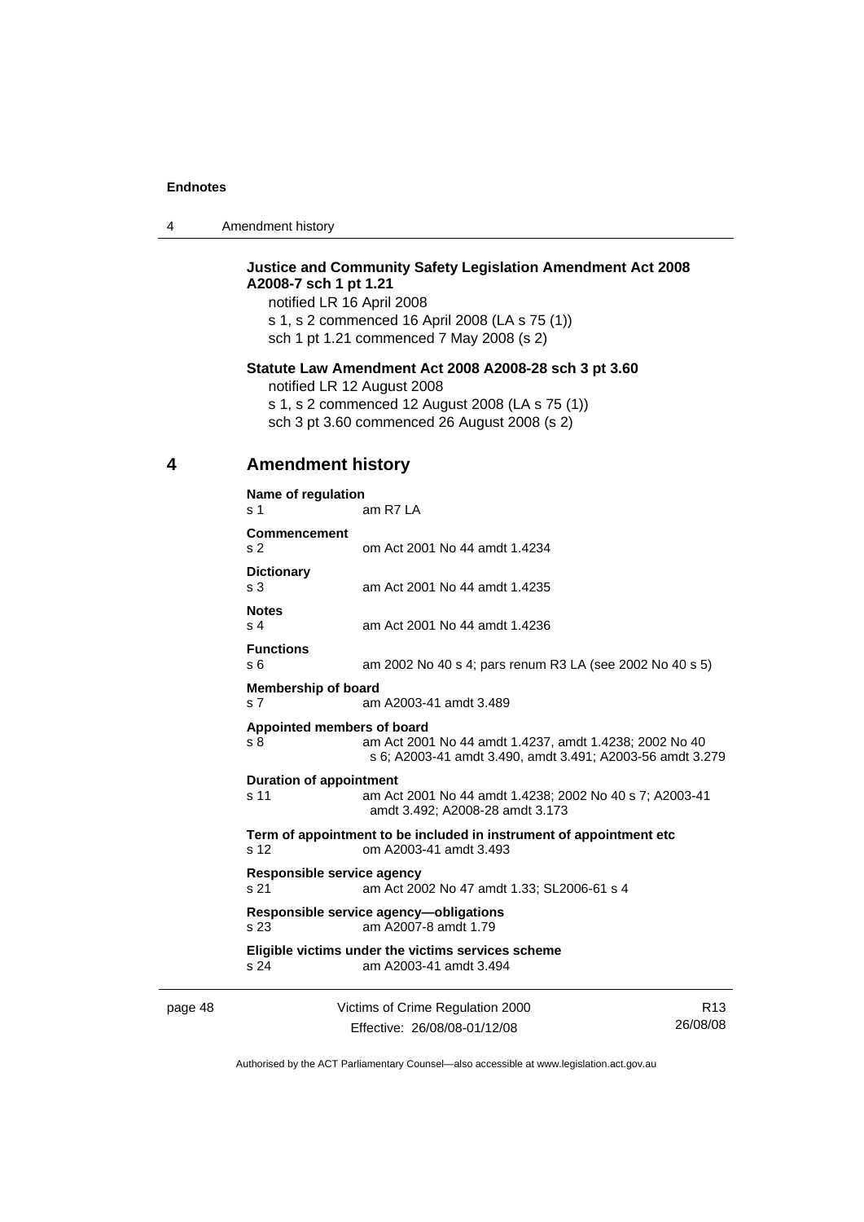**Justice and Community Safety Legislation Amendment Act 2008 A2008-7 sch 1 pt 1.21**

notified LR 16 April 2008

s 1, s 2 commenced 16 April 2008 (LA s 75 (1))

sch 1 pt 1.21 commenced 7 May 2008 (s 2)

**Statute Law Amendment Act 2008 A2008-28 sch 3 pt 3.60**

notified LR 12 August 2008

s 1, s 2 commenced 12 August 2008 (LA s 75 (1))

sch 3 pt 3.60 commenced 26 August 2008 (s 2)

## 4 Amendment history

**Name of regulation**
s 1 am R7 LA

**Commencement**
s 2 om Act 2001 No 44 amdt 1.4234

**Dictionary**
s 3 am Act 2001 No 44 amdt 1.4235

**Notes**
s 4 am Act 2001 No 44 amdt 1.4236

**Functions**
s 6 am 2002 No 40 s 4; pars renum R3 LA (see 2002 No 40 s 5)

**Membership of board**
s 7 am A2003-41 amdt 3.489

**Appointed members of board**
s 8 am Act 2001 No 44 amdt 1.4237, amdt 1.4238; 2002 No 40 s 6; A2003-41 amdt 3.490, amdt 3.491; A2003-56 amdt 3.279

**Duration of appointment**
s 11 am Act 2001 No 44 amdt 1.4238; 2002 No 40 s 7; A2003-41 amdt 3.492; A2008-28 amdt 3.173

**Term of appointment to be included in instrument of appointment etc**
s 12 om A2003-41 amdt 3.493

**Responsible service agency**
s 21 am Act 2002 No 47 amdt 1.33; SL2006-61 s 4

**Responsible service agency—obligations**
s 23 am A2007-8 amdt 1.79

**Eligible victims under the victims services scheme**
s 24 am A2003-41 amdt 3.494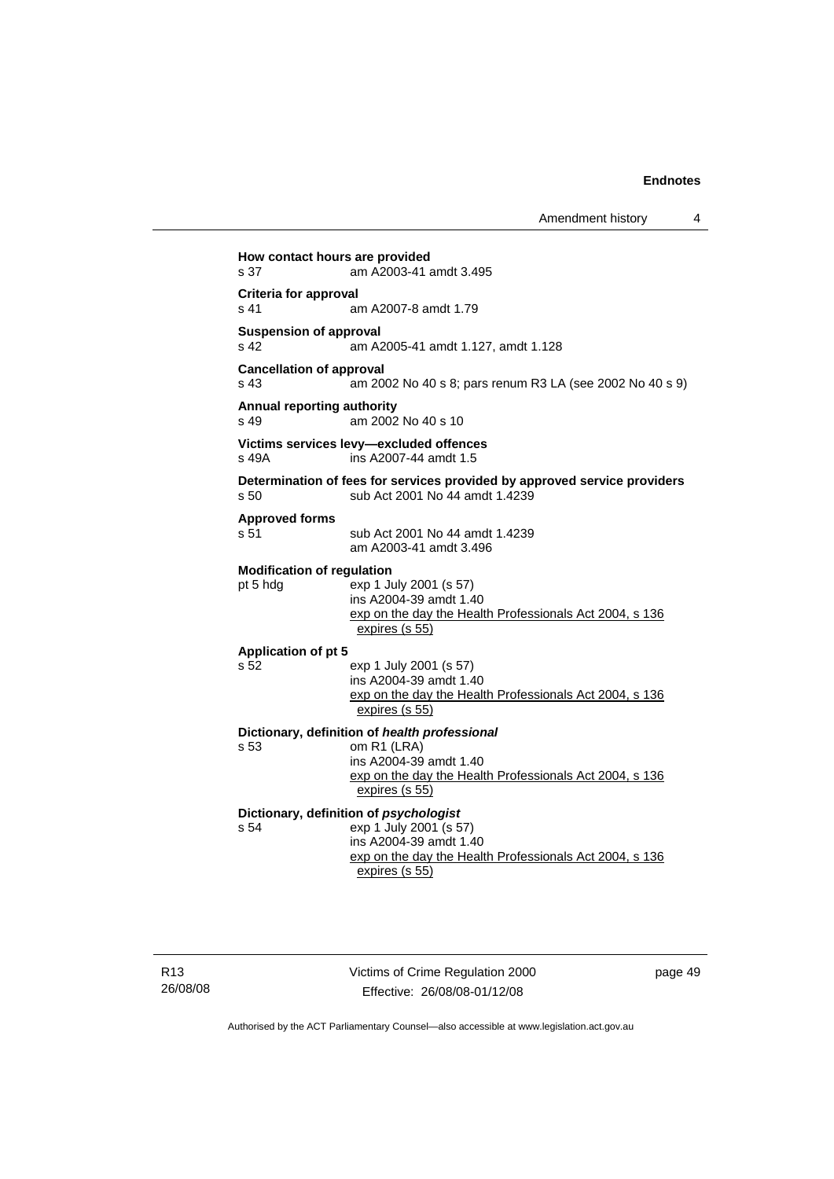**How contact hours are provided**
s 37 am A2003-41 amdt 3.495

**Criteria for approval**
s 41 am A2007-8 amdt 1.79

**Suspension of approval**
s 42 am A2005-41 amdt 1.127, amdt 1.128

**Cancellation of approval**
s 43 am 2002 No 40 s 8; pars renum R3 LA (see 2002 No 40 s 9)

**Annual reporting authority**
s 49 am 2002 No 40 s 10

**Victims services levy—excluded offences**
s 49A ins A2007-44 amdt 1.5

**Determination of fees for services provided by approved service providers**
s 50 sub Act 2001 No 44 amdt 1.4239

**Approved forms**
s 51 sub Act 2001 No 44 amdt 1.4239
am A2003-41 amdt 3.496

**Modification of regulation**
pt 5 hdg exp 1 July 2001 (s 57)
ins A2004-39 amdt 1.40
exp on the day the Health Professionals Act 2004, s 136 expires (s 55)

**Application of pt 5**
s 52 exp 1 July 2001 (s 57)
ins A2004-39 amdt 1.40
exp on the day the Health Professionals Act 2004, s 136 expires (s 55)

**Dictionary, definition of *health professional***
s 53 om R1 (LRA)
ins A2004-39 amdt 1.40
exp on the day the Health Professionals Act 2004, s 136 expires (s 55)

**Dictionary, definition of *psychologist***
s 54 exp 1 July 2001 (s 57)
ins A2004-39 amdt 1.40
exp on the day the Health Professionals Act 2004, s 136 expires (s 55)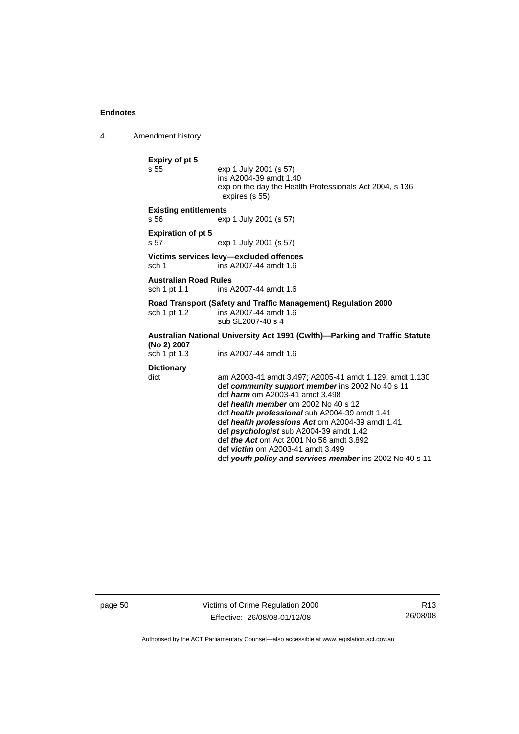**Expiry of pt 5**

s 55 exp 1 July 2001 (s 57)
ins A2004-39 amdt 1.40
exp on the day the Health Professionals Act 2004, s 136 expires (s 55)

**Existing entitlements**

s 56 exp 1 July 2001 (s 57)

**Expiration of pt 5**

s 57 exp 1 July 2001 (s 57)

**Victims services levy—excluded offences**

sch 1 ins A2007-44 amdt 1.6

**Australian Road Rules**

sch 1 pt 1.1 ins A2007-44 amdt 1.6

**Road Transport (Safety and Traffic Management) Regulation 2000**

sch 1 pt 1.2 ins A2007-44 amdt 1.6
sub SL2007-40 s 4

**Australian National University Act 1991 (Cwlth)—Parking and Traffic Statute (No 2) 2007**

sch 1 pt 1.3 ins A2007-44 amdt 1.6

**Dictionary**

dict am A2003-41 amdt 3.497; A2005-41 amdt 1.129, amdt 1.130
def ***community support member*** ins 2002 No 40 s 11
def ***harm*** om A2003-41 amdt 3.498
def ***health member*** om 2002 No 40 s 12
def ***health professional*** sub A2004-39 amdt 1.41
def ***health professions Act*** om A2004-39 amdt 1.41
def ***psychologist*** sub A2004-39 amdt 1.42
def ***the Act*** om Act 2001 No 56 amdt 3.892
def ***victim*** om A2003-41 amdt 3.499
def ***youth policy and services member*** ins 2002 No 40 s 11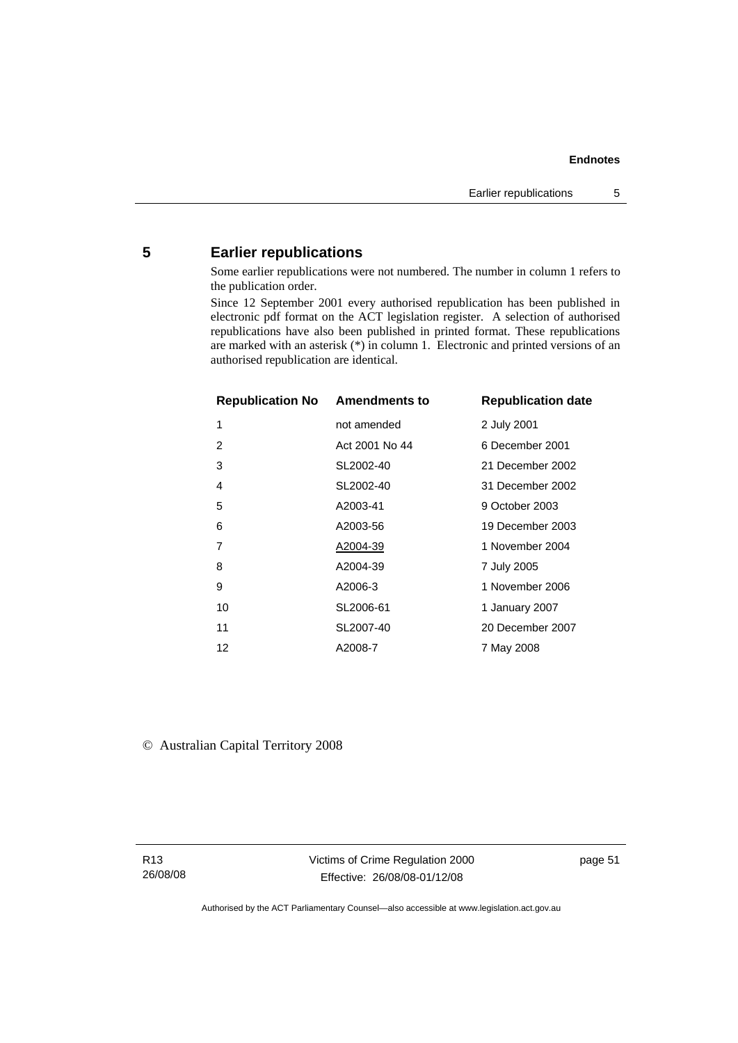## 5 Earlier republications

Some earlier republications were not numbered. The number in column 1 refers to the publication order.

Since 12 September 2001 every authorised republication has been published in electronic pdf format on the ACT legislation register. A selection of authorised republications have also been published in printed format. These republications are marked with an asterisk (*) in column 1. Electronic and printed versions of an authorised republication are identical.

| Republication No | Amendments to | Republication date |
|---|---|---|
| 1 | not amended | 2 July 2001 |
| 2 | Act 2001 No 44 | 6 December 2001 |
| 3 | SL2002-40 | 21 December 2002 |
| 4 | SL2002-40 | 31 December 2002 |
| 5 | A2003-41 | 9 October 2003 |
| 6 | A2003-56 | 19 December 2003 |
| 7 | A2004-39 | 1 November 2004 |
| 8 | A2004-39 | 7 July 2005 |
| 9 | A2006-3 | 1 November 2006 |
| 10 | SL2006-61 | 1 January 2007 |
| 11 | SL2007-40 | 20 December 2007 |
| 12 | A2008-7 | 7 May 2008 |

© Australian Capital Territory 2008